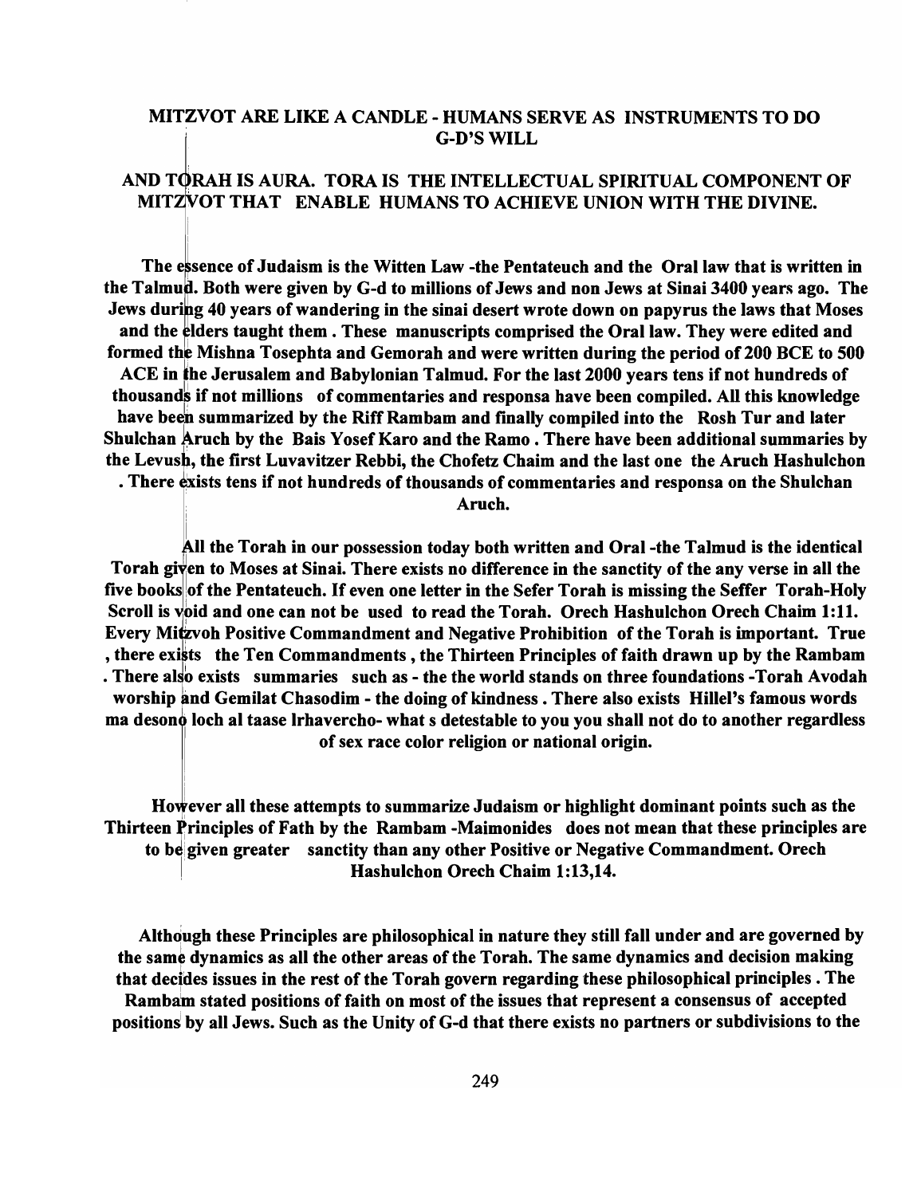## MITZVOT ARE LIKE A CANDLE - HUMANS SERVE AS INSTRUMENTS TO DO G-D'S WILL

## AND TORAH IS AURA. TORA IS THE INTELLECTUAL SPIRITUAL COMPONENT OF MITZVOT THAT ENABLE HUMANS TO ACHIEVE UNION WITH THE DIVINE.

**The essence of Judaism is the Witten Law -the Pentateuch and the Oral law that is written in the Talmud. Both were given by G-d to millions of Jews and non Jews at Sinai 3400 years ago. The Jews during 40 years of wandering in the sinai desert wrote down on papyrus the laws that Moses and the elders taught them . These manuscripts comprised the Oral law. They were edited and formed the Mishna Tosephta and Gemorah and were written during the period of 200 BCE to 500 ACE in the Jerusalem and Babylonian Talmud. For the last 2000 years tens if not hundreds of thousands if not millions of commentaries and responsa have been compiled. All this knowledge have been summarized by the Riff Rambam and finally compiled into the Rosh Tur and later Shulchan Aruch by the Bais Yosef Karo and the Ramo . There have been additional summaries by the Levush, the first Luvavitzer Rebbi, the Chofetz Chaim and the last one the Aruch Hashulchon . There exists tens if not hundreds of thousands of commentaries and responsa on the Shulchan Aruch.**

**All the Torah in our possession today both written and Oral -the Talmud is the identical Torah given to Moses at Sinai. There exists no difference in the sanctity of the any verse in all the five books of the Pentateuch. If even one letter in the Sefer Torah is missing the Seffer Torah-Holy Scroll is void and one can not be used to read the Torah. Orech Hashulchon Orech Chaim 1:11. Every Mitzvoh Positive Commandment and Negative Prohibition of the Torah is important. True , there exists the Ten Commandments , the Thirteen Principles of faith drawn up by the Rambam . There also exists summaries such as - the the world stands on three foundations -Torah Avodah worship and Gemilat Chasodim - the doing of kindness . There also exists Hillel's famous words ma desono loch al taase lrhavercho- what s detestable to you you shall not do to another regardless of sex race color religion or national origin.**

**However all these attempts to summarize Judaism or highlight dominant points such as the Thirteen Principles of Fath by the Rambam -Maimonides does not mean that these principles are to be given greater sanctity than any other Positive or Negative Commandment. Orech Hashulchon Orech Chaim 1:13,14.**

**Although these Principles are philosophical in nature they still fall under and are governed by the same dynamics as all the other areas of the Torah. The same dynamics and decision making that decides issues in the rest of the Torah govern regarding these philosophical principles . The Rambam stated positions of faith on most of the issues that represent a consensus of accepted positions by all Jews. Such as the Unity of G-d that there exists no partners or subdivisions to the**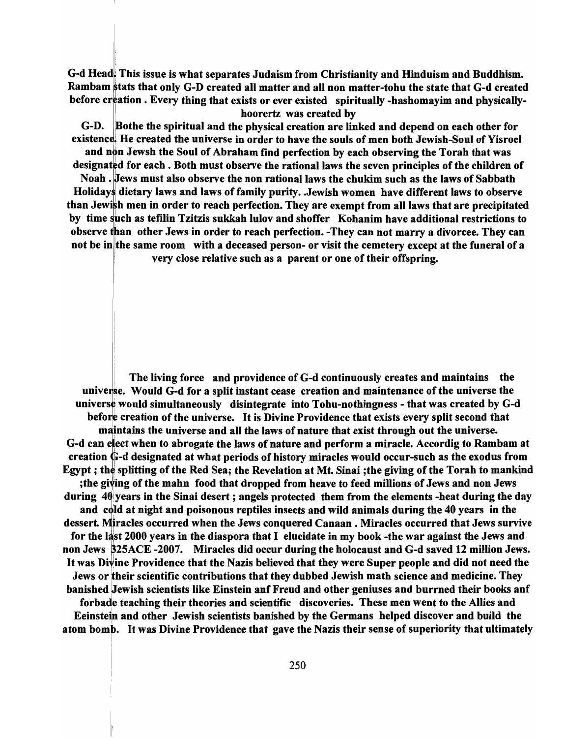G-d Head. This issue is what separates Judaism from Christianity and Hinduism and Buddhism. Rambam stats that only G-D created all matter and all non matter-tohu the state that G-d created before creation . Every thing that exists or ever existed spiritually -hashomayim and physically-hoorertz was created by G-D. Bothe the spiritual and the physical creation are linked and depend on each other for existence. He created the universe in order to have the souls of men both Jewish-Soul of Yisroel and non Jewsh the Soul of Abraham find perfection by each observing the Torah that was designated for each . Both must observe the rational laws the seven principles of the children of Noah . Jews must also observe the non rational laws the chukim such as the laws of Sabbath Holidays dietary laws and laws of family purity. .Jewish women have different laws to observe than Jewish men in order to reach perfection. They are exempt from all laws that are precipitated by time such as tefilin Tzitzis sukkah lulov and shoffer Kohanim have additional restrictions to observe than other Jews in order to reach perfection. -They can not marry a divorcee. They can not be in the same room with a deceased person- or visit the cemetery except at the funeral of a very close relative such as a parent or one of their offspring.

The living force and providence of G-d continuously creates and maintains the universe. Would G-d for a split instant cease creation and maintenance of the universe the universe would simultaneously disintegrate into Tohu-nothingness - that was created by G-d before creation of the universe. It is Divine Providence that exists every split second that maintains the universe and all the laws of nature that exist through out the universe. G-d can elect when to abrogate the laws of nature and perform a miracle. Accordig to Rambam at creation G-d designated at what periods of history miracles would occur-such as the exodus from Egypt ; the splitting of the Red Sea; the Revelation at Mt. Sinai ;the giving of the Torah to mankind ;the giving of the mahn food that dropped from heave to feed millions of Jews and non Jews during 40 years in the Sinai desert ; angels protected them from the elements -heat during the day and cold at night and poisonous reptiles insects and wild animals during the 40 years in the dessert. Miracles occurred when the Jews conquered Canaan . Miracles occurred that Jews survive for the last 2000 years in the diaspora that I elucidate in my book -the war against the Jews and non Jews 325ACE -2007. Miracles did occur during the holocaust and G-d saved 12 million Jews. It was Divine Providence that the Nazis believed that they were Super people and did not need the Jews or their scientific contributions that they dubbed Jewish math science and medicine. They banished Jewish scientists like Einstein anf Freud and other geniuses and burrned their books anf forbade teaching their theories and scientific discoveries. These men went to the Allies and Eeinstein and other Jewish scientists banished by the Germans helped discover and build the atom bomb. It was Divine Providence that gave the Nazis their sense of superiority that ultimately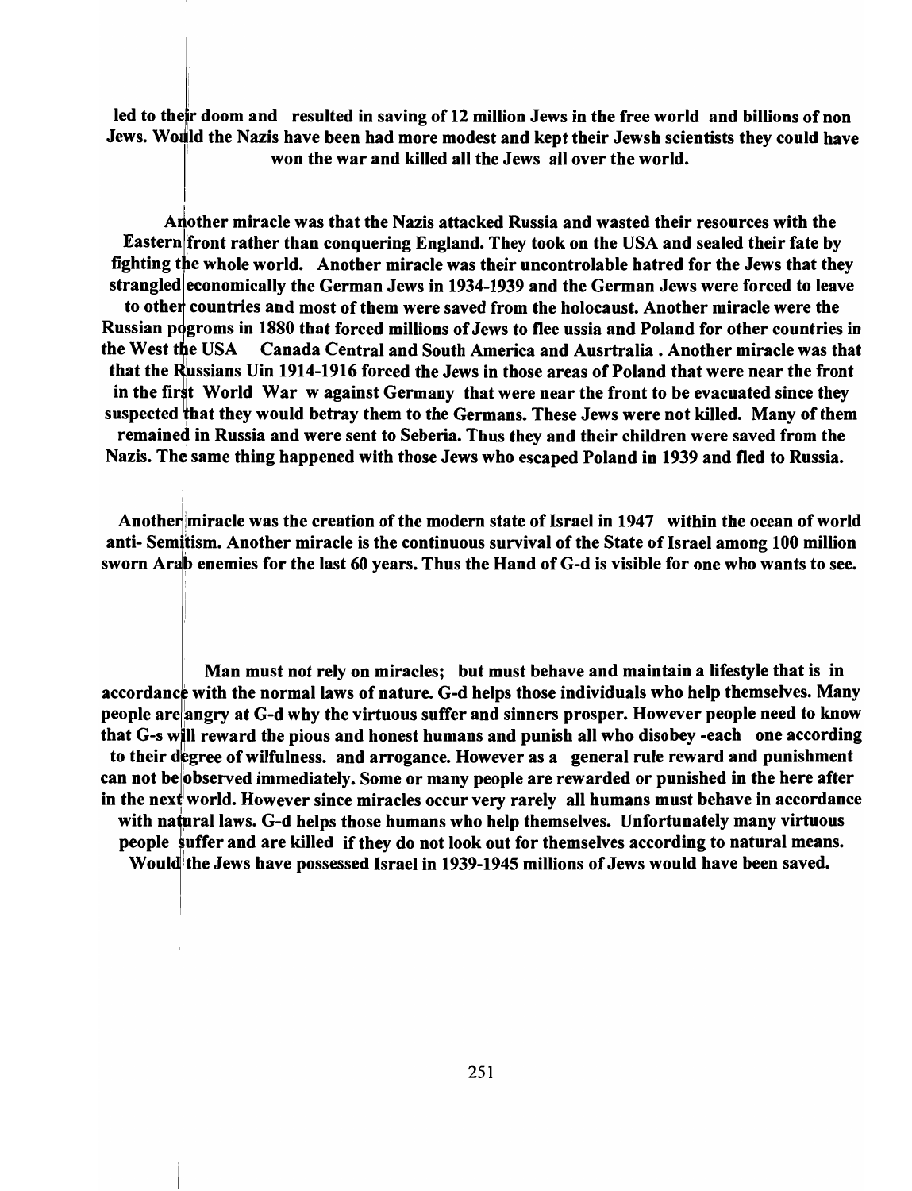**led to their doom and resulted in saving of 12 million Jews in the free world and billions of non Jews. Would the Nazis have been had more modest and kept their Jewsh scientists they could have won the war and killed all the Jews all over the world.**

**Another miracle was that the Nazis attacked Russia and wasted their resources with the Eastern front rather than conquering England. They took on the USA and sealed their fate by fighting the whole world. Another miracle was their uncontrolable hatred for the Jews that they strangled economically the German Jews in 1934-1939 and the German Jews were forced to leave to other countries and most of them were saved from the holocaust. Another miracle were the Russian pogroms in 1880 that forced millions of Jews to flee ussia and Poland for other countries in the West the USA Canada Central and South America and Ausrtralia . Another miracle was that that the Russians Uin 1914-1916 forced the Jews in those areas of Poland that were near the front in the first World War w against Germany that were near the front to be evacuated since they suspected that they would betray them to the Germans. These Jews were not killed. Many of them remained in Russia and were sent to Seberia. Thus they and their children were saved from the Nazis. The same thing happened with those Jews who escaped Poland in 1939 and fled to Russia.**

**Another miracle was the creation of the modern state of Israel in 1947 within the ocean of world anti- Semitism. Another miracle is the continuous survival of the State of Israel among 100 million sworn Arab enemies for the last 60 years. Thus the Hand of G-d is visible for one who wants to see.**

**Man must not rely on miracles; but must behave and maintain a lifestyle that is in accordance with the normal laws of nature. G-d helps those individuals who help themselves. Many people are angry at G-d why the virtuous suffer and sinners prosper. However people need to know that G-s will reward the pious and honest humans and punish all who disobey -each one according to their degree of wilfulness. and arrogance. However as a general rule reward and punishment can not be observed immediately. Some or many people are rewarded or punished in the here after in the next world. However since miracles occur very rarely all humans must behave in accordance with natural laws. G-d helps those humans who help themselves. Unfortunately many virtuous people suffer and are killed if they do not look out for themselves according to natural means. Would the Jews have possessed Israel in 1939-1945 millions of Jews would have been saved.**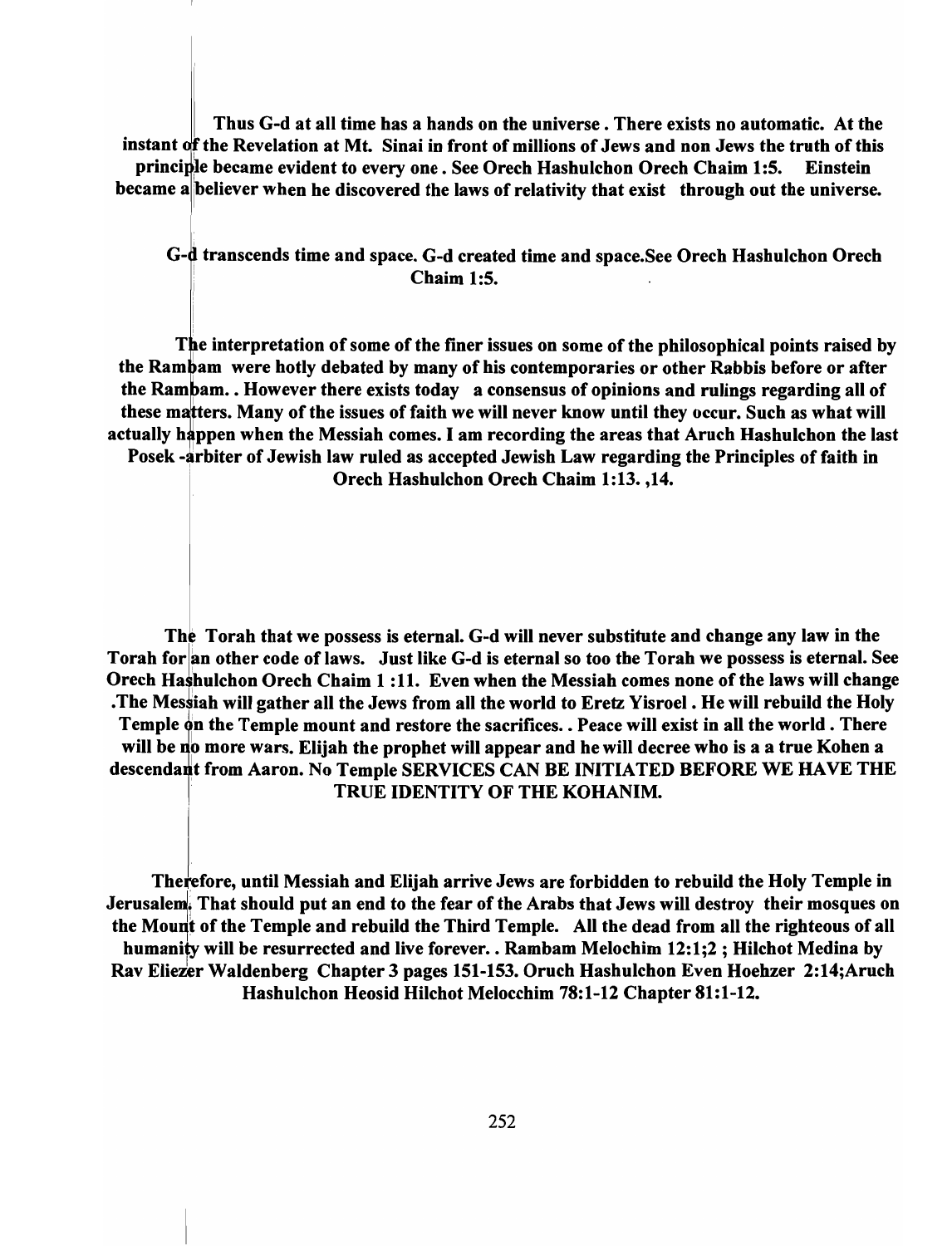**Thus G-d at all time has a hands on the universe . There exists no automatic. At the instant of the Revelation at Mt. Sinai in front of millions of Jews and non Jews the truth of this principle became evident to every one . See Orech Hashulchon Orech Chaim 1:5. Einstein became a believer when he discovered the laws of relativity that exist through out the universe.**

**G-d transcends time and space. G-d created time and space.See Orech Hashulchon Orech Chaim 1:5.**

**The interpretation of some of the finer issues on some of the philosophical points raised by the Rambam were hotly debated by many of his contemporaries or other Rabbis before or after the Rambam.. However there exists today a consensus of opinions and rulings regarding all of these matters. Many of the issues of faith we will never know until they occur. Such as what will actually happen when the Messiah comes. I am recording the areas that Aruch Hashulchon the last Posek -arbiter of Jewish law ruled as accepted Jewish Law regarding the Principles of faith in Orech Hashulchon Orech Chaim 1:13. ,14.**

**The Torah that we possess is eternal. G-d will never substitute and change any law in the Torah for an other code of laws. Just like G-d is eternal so too the Torah we possess is eternal. See Orech Hashulchon Orech Chaim 1 :11. Even when the Messiah comes none of the laws will change .The Messiah will gather all the Jews from all the world to Eretz Yisroel . He will rebuild the Holy Temple on the Temple mount and restore the sacrifices. . Peace will exist in all the world . There will be no more wars. Elijah the prophet will appear and he will decree who is a a true Kohen a descendant from Aaron. No Temple SERVICES CAN BE INITIATED BEFORE WE HAVE THE TRUE IDENTITY OF THE KOHANIM.**

**Therefore, until Messiah and Elijah arrive Jews are forbidden to rebuild the Holy Temple in Jerusalem. That should put an end to the fear of the Arabs that Jews will destroy their mosques on the Mount of the Temple and rebuild the Third Temple. All the dead from all the righteous of all humanity will be resurrected and live forever.. Rambam Melochim 12:1;2 ; Hilchot Medina by Rav Eliezer Waldenberg Chapter 3 pages 151-153. Oruch Hashulchon Even Hoehzer 2:14;Aruch Hashulchon Heosid Hilchot Melocchim 78:1-12 Chapter 81:1-12.**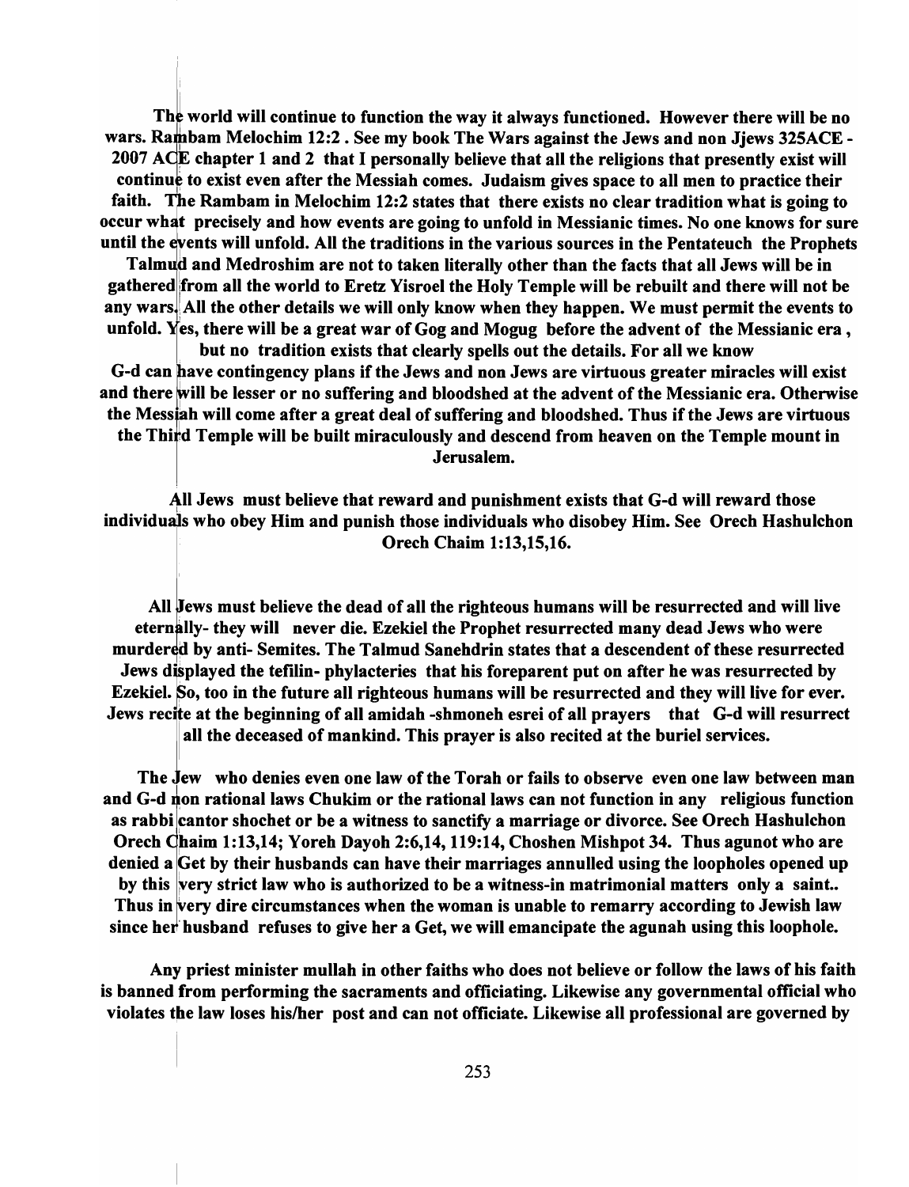**The world will continue to function the way it always functioned. However there will be no wars. Rambam Melochim 12:2 . See my book The Wars against the Jews and non Jjews 325ACE - 2007 ACE chapter 1 and 2 that I personally believe that all the religions that presently exist will continue to exist even after the Messiah comes. Judaism gives space to all men to practice their faith. The Rambam in Melochim 12:2 states that there exists no clear tradition what is going to occur what precisely and how events are going to unfold in Messianic times. No one knows for sure until the events will unfold. All the traditions in the various sources in the Pentateuch the Prophets Talmud and Medroshim are not to taken literally other than the facts that all Jews will be in gathered from all the world to Eretz Yisroel the Holy Temple will be rebuilt and there will not be any wars. All the other details we will only know when they happen. We must permit the events to unfold. Yes, there will be a great war of Gog and Mogug before the advent of the Messianic era , but no tradition exists that clearly spells out the details. For all we know G-d can have contingency plans if the Jews and non Jews are virtuous greater miracles will exist and there will be lesser or no suffering and bloodshed at the advent of the Messianic era. Otherwise the Messiah will come after a great deal of suffering and bloodshed. Thus if the Jews are virtuous the Third Temple will be built miraculously and descend from heaven on the Temple mount in Jerusalem.**

**All Jews must believe that reward and punishment exists that G-d will reward those individuals who obey Him and punish those individuals who disobey Him. See Orech Hashulchon Orech Chaim 1:13,15,16.**

**All Jews must believe the dead of all the righteous humans will be resurrected and will live eternally- they will never die. Ezekiel the Prophet resurrected many dead Jews who were murdered by anti- Semites. The Talmud Sanehdrin states that a descendent of these resurrected Jews displayed the tefilin- phylacteries that his foreparent put on after he was resurrected by Ezekiel. So, too in the future all righteous humans will be resurrected and they will live for ever. Jews recite at the beginning of all amidah -shmoneh esrei of all prayers that G-d will resurrect all the deceased of mankind. This prayer is also recited at the buriel services.**

**The Jew who denies even one law of the Torah or fails to observe even one law between man and G-d non rational laws Chukim or the rational laws can not function in any religious function as rabbi cantor shochet or be a witness to sanctify a marriage or divorce. See Orech Hashulchon Orech Chaim 1:13,14; Yoreh Dayoh 2:6,14, 119:14, Choshen Mishpot 34. Thus agunot who are denied a Get by their husbands can have their marriages annulled using the loopholes opened up by this very strict law who is authorized to be a witness-in matrimonial matters only a saint.. Thus in very dire circumstances when the woman is unable to remarry according to Jewish law since her husband refuses to give her a Get, we will emancipate the agunah using this loophole.**

**Any priest minister mullah in other faiths who does not believe or follow the laws of his faith is banned from performing the sacraments and officiating. Likewise any governmental official who violates the law loses his/her post and can not officiate. Likewise all professional are governed by**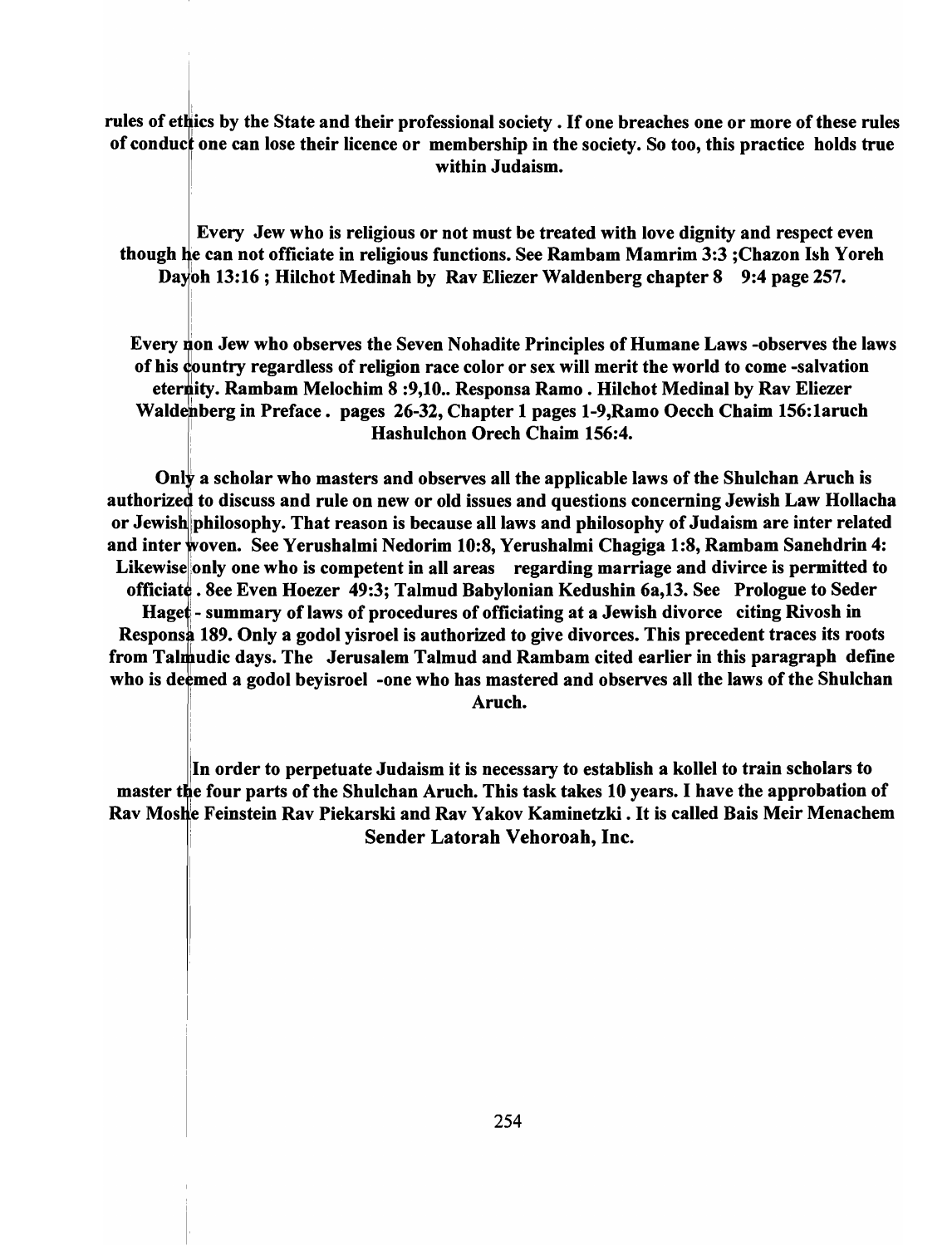**rules of ethics by the State and their professional society . If one breaches one or more of these rules of conduct one can lose their licence or membership in the society. So too, this practice holds true within Judaism.**

**Every Jew who is religious or not must be treated with love dignity and respect even though he can not officiate in religious functions. See Rambam Mamrim 3:3 ;Chazon Ish Yoreh Dayoh 13:16 ; Hilchot Medinah by Rav Eliezer Waldenberg chapter 8 9:4 page 257.**

**Every non Jew who observes the Seven Nohadite Principles of Humane Laws -observes the laws of his country regardless of religion race color or sex will merit the world to come -salvation eternity. Rambam Melochim 8 :9,10.. Responsa Ramo . Hilchot Medinal by Rav Eliezer Waldenberg in Preface . pages 26-32, Chapter 1 pages 1-9,Ramo Oecch Chaim 156:1aruch Hashulchon Orech Chaim 156:4.**

**Only a scholar who masters and observes all the applicable laws of the Shulchan Aruch is authorized to discuss and rule on new or old issues and questions concerning Jewish Law Hollacha or Jewish philosophy. That reason is because all laws and philosophy of Judaism are inter related and inter woven. See Yerushalmi Nedorim 10:8, Yerushalmi Chagiga 1:8, Rambam Sanehdrin 4: Likewise only one who is competent in all areas regarding marriage and divirce is permitted to officiate . 8ee Even Hoezer 49:3; Talmud Babylonian Kedushin 6a,13. See Prologue to Seder Haget - summary of laws of procedures of officiating at a Jewish divorce citing Rivosh in Responsa 189. Only a godol yisroel is authorized to give divorces. This precedent traces its roots from Talmudic days. The Jerusalem Talmud and Rambam cited earlier in this paragraph define who is deemed a godol beyisroel -one who has mastered and observes all the laws of the Shulchan Aruch.**

**In order to perpetuate Judaism it is necessary to establish a kollel to train scholars to master the four parts of the Shulchan Aruch. This task takes 10 years. I have the approbation of Rav Moshe Feinstein Rav Piekarski and Rav Yakov Kaminetzki . It is called Bais Meir Menachem Sender Latorah Vehoroah, Inc.**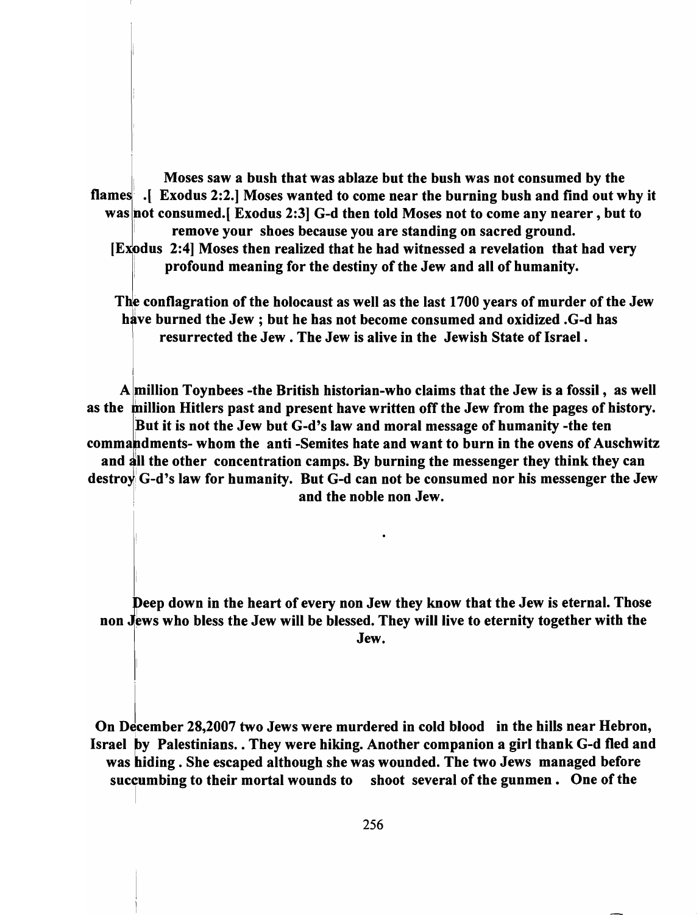**Moses saw a bush that was ablaze but the bush was not consumed by the flames .[ Exodus 2:2.] Moses wanted to come near the burning bush and find out why it was not consumed.[ Exodus 2:3] G-d then told Moses not to come any nearer , but to remove your shoes because you are standing on sacred ground. [Exodus 2:4] Moses then realized that he had witnessed a revelation that had very profound meaning for the destiny of the Jew and all of humanity.**

**The conflagration of the holocaust as well as the last 1700 years of murder of the Jew have burned the Jew ; but he has not become consumed and oxidized .G-d has resurrected the Jew . The Jew is alive in the Jewish State of Israel .**

**A million Toynbees -the British historian-who claims that the Jew is a fossil , as well as the million Hitlers past and present have written off the Jew from the pages of history. But it is not the Jew but G-d's law and moral message of humanity -the ten commandments- whom the anti -Semites hate and want to burn in the ovens of Auschwitz and all the other concentration camps. By burning the messenger they think they can destroy G-d's law for humanity. But G-d can not be consumed nor his messenger the Jew and the noble non Jew.**

**.**

**Deep down in the heart of every non Jew they know that the Jew is eternal. Those non Jews who bless the Jew will be blessed. They will live to eternity together with the Jew.**

**On December 28,2007 two Jews were murdered in cold blood in the hills near Hebron, Israel by Palestinians. . They were hiking. Another companion a girl thank G-d fled and was hiding . She escaped although she was wounded. The two Jews managed before succumbing to their mortal wounds to shoot several of the gunmen . One of the**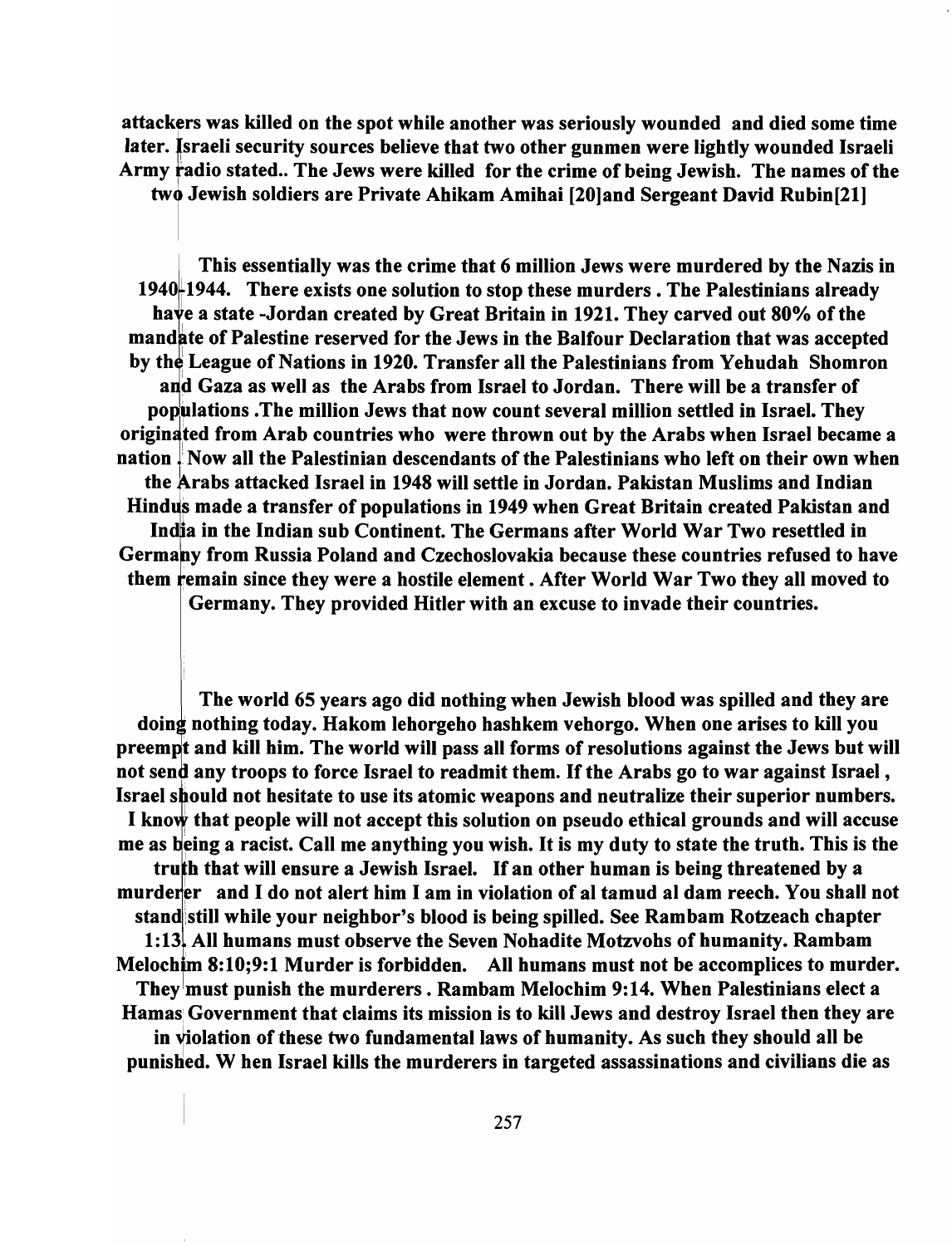**attackers was killed on the spot while another was seriously wounded and died some time later. Israeli security sources believe that two other gunmen were lightly wounded Israeli Army radio stated.. The Jews were killed for the crime of being Jewish. The names of the two Jewish soldiers are Private Ahikam Amihai [20]and Sergeant David Rubin[21]**

**This essentially was the crime that 6 million Jews were murdered by the Nazis in 1940-1944. There exists one solution to stop these murders . The Palestinians already have a state -Jordan created by Great Britain in 1921. They carved out 80% of the mandate of Palestine reserved for the Jews in the Balfour Declaration that was accepted by the League of Nations in 1920. Transfer all the Palestinians from Yehudah Shomron and Gaza as well as the Arabs from Israel to Jordan. There will be a transfer of populations .The million Jews that now count several million settled in Israel. They originated from Arab countries who were thrown out by the Arabs when Israel became a nation . Now all the Palestinian descendants of the Palestinians who left on their own when the Arabs attacked Israel in 1948 will settle in Jordan. Pakistan Muslims and Indian Hindus made a transfer of populations in 1949 when Great Britain created Pakistan and India in the Indian sub Continent. The Germans after World War Two resettled in Germany from Russia Poland and Czechoslovakia because these countries refused to have them remain since they were a hostile element . After World War Two they all moved to Germany. They provided Hitler with an excuse to invade their countries.**

**The world 65 years ago did nothing when Jewish blood was spilled and they are doing nothing today. Hakom lehorgeho hashkem vehorgo. When one arises to kill you preempt and kill him. The world will pass all forms of resolutions against the Jews but will not send any troops to force Israel to readmit them. If the Arabs go to war against Israel , Israel should not hesitate to use its atomic weapons and neutralize their superior numbers. I know that people will not accept this solution on pseudo ethical grounds and will accuse me as being a racist. Call me anything you wish. It is my duty to state the truth. This is the truth that will ensure a Jewish Israel. If an other human is being threatened by a murderer and I do not alert him I am in violation of al tamud al dam reech. You shall not stand still while your neighbor's blood is being spilled. See Rambam Rotzeach chapter 1:13. All humans must observe the Seven Nohadite Motzvohs of humanity. Rambam Melochim 8:10;9:1 Murder is forbidden. All humans must not be accomplices to murder. They must punish the murderers . Rambam Melochim 9:14. When Palestinians elect a Hamas Government that claims its mission is to kill Jews and destroy Israel then they are in violation of these two fundamental laws of humanity. As such they should all be punished. W hen Israel kills the murderers in targeted assassinations and civilians die as**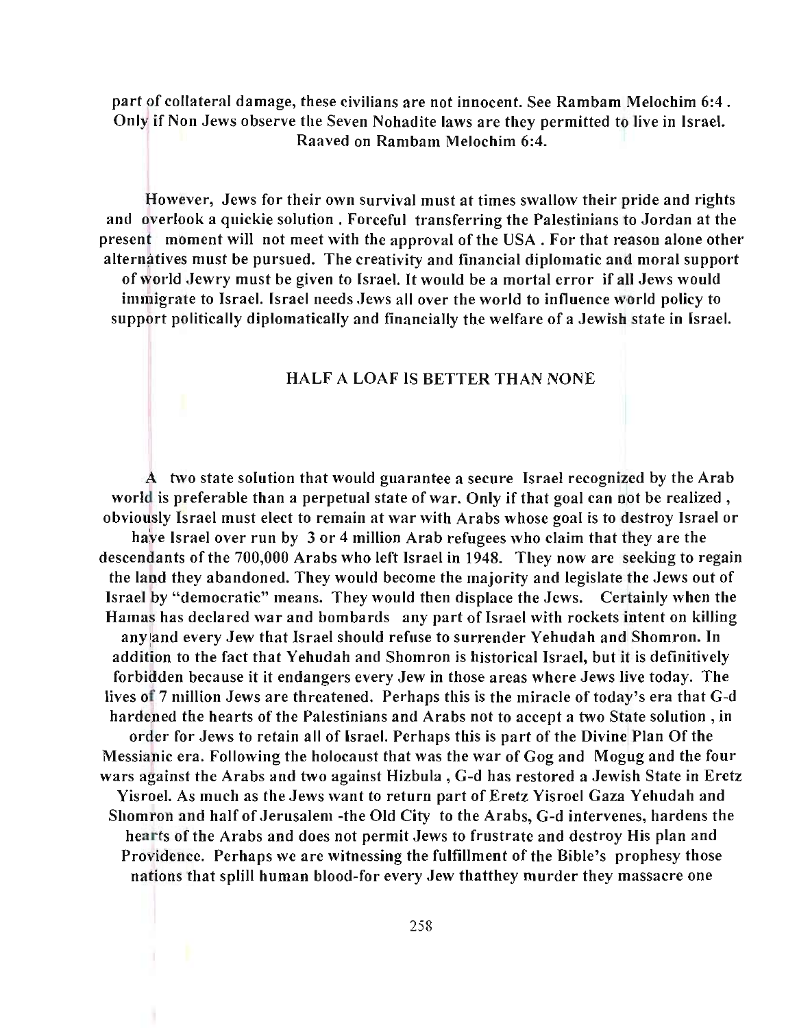part of collateral damage, these civilians are not innocent. See Rambam Melochim 6:4 . Only if Non Jews observe the Seven Nohadite laws are they permitted to live in Israel. Raaved on Rambam Melochim 6:4.

However, Jews for their own survival must at times swallow their pride and rights and overlook a quickie solution . Forceful transferring the Palestinians to Jordan at the present moment will not meet with the approval of the USA . For that reason alone other alternatives must be pursued. The creativity and financial diplomatic and moral support of world Jewry must be given to Israel. It would be a mortal error if all Jews would immigrate to Israel. Israel needs Jews all over the world to influence world policy to support politically diplomatically and financially the welfare of a Jewish state in Israel.

## HALF A LOAF IS BETTER THAN NONE

A two state solution that would guarantee a secure Israel recognized by the Arab world is preferable than a perpetual state of war. Only if that goal can not be realized , obviously Israel must elect to remain at war with Arabs whose goal is to destroy Israel or have Israel over run by 3 or 4 million Arab refugees who claim that they are the descendants of the 700,000 Arabs who left Israel in 1948. They now are seeking to regain the land they abandoned. They would become the majority and legislate the Jews out of Israel by "democratic" means. They would then displace the Jews. Certainly when the Hamas has declared war and bombards any part of Israel with rockets intent on killing any and every Jew that Israel should refuse to surrender Yehudah and Shomron. In addition to the fact that Yehudah and Shomron is historical Israel, but it is definitively forbidden because it it endangers every Jew in those areas where Jews live today. The lives of 7 million Jews are threatened. Perhaps this is the miracle of today's era that G-d hardened the hearts of the Palestinians and Arabs not to accept a two State solution , in order for Jews to retain all of Israel. Perhaps this is part of the Divine Plan Of the Messianic era. Following the holocaust that was the war of Gog and Mogug and the four wars against the Arabs and two against Hizbula , G-d has restored a Jewish State in Eretz Yisroel. As much as the Jews want to return part of Eretz Yisroel Gaza Yehudah and Shomron and half of Jerusalem -the Old City to the Arabs, G-d intervenes, hardens the hearts of the Arabs and does not permit Jews to frustrate and destroy His plan and Providence. Perhaps we are witnessing the fulfillment of the Bible's prophesy those nations that splill human blood-for every Jew thatthey murder they massacre one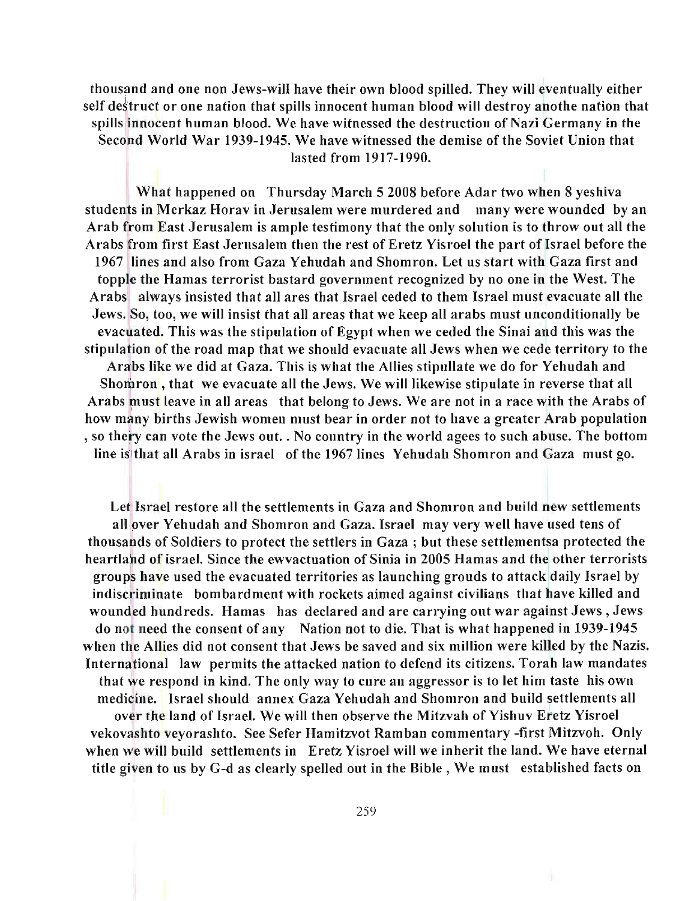thousand and one non Jews-will have their own blood spilled. They will eventually either self destruct or one nation that spills innocent human blood will destroy anothe nation that spills innocent human blood. We have witnessed the destruction of Nazi Germany in the Second World War 1939-1945. We have witnessed the demise of the Soviet Union that lasted from 1917-1990.

What happened on Thursday March 5 2008 before Adar two when 8 yeshiva students in Merkaz Horav in Jerusalem were murdered and many were wounded by an Arab from East Jerusalem is ample testimony that the only solution is to throw out all the Arabs from first East Jerusalem then the rest of Eretz Yisroel the part of Israel before the 1967 lines and also from Gaza Yehudah and Shomron. Let us start with Gaza first and topple the Hamas terrorist bastard government recognized by no one in the West. The Arabs always insisted that all ares that Israel ceded to them Israel must evacuate all the Jews. So, too, we will insist that all areas that we keep all arabs must unconditionally be evacuated. This was the stipulation of Egypt when we ceded the Sinai and this was the stipulation of the road map that we should evacuate all Jews when we cede territory to the Arabs like we did at Gaza. This is what the Allies stipullate we do for Yehudah and Shomron , that we evacuate all the Jews. We will likewise stipulate in reverse that all Arabs must leave in all areas that belong to Jews. We are not in a race with the Arabs of how many births Jewish women must bear in order not to have a greater Arab population , so thery can vote the Jews out. . No country in the world agees to such abuse. The bottom line is that all Arabs in israel of the 1967 lines Yehudah Shomron and Gaza must go.

Let Israel restore all the settlements in Gaza and Shomron and build new settlements all over Yehudah and Shomron and Gaza. Israel may very well have used tens of thousands of Soldiers to protect the settlers in Gaza ; but these settlementsa protected the heartland of israel. Since the ewvactuation of Sinia in 2005 Hamas and the other terrorists groups have used the evacuated territories as launching grouds to attack daily Israel by indiscriminate bombardment with rockets aimed against civilians that have killed and wounded hundreds. Hamas has declared and are carrying out war against Jews , Jews do not need the consent of any Nation not to die. That is what happened in 1939-1945 when the Allies did not consent that Jews be saved and six million were killed by the Nazis. International law permits the attacked nation to defend its citizens. Torah law mandates that we respond in kind. The only way to cure an aggressor is to let him taste his own medicine. Israel should annex Gaza Yehudah and Shomron and build settlements all over the land of Israel. We will then observe the Mitzvah of Yishuv Eretz Yisroel vekovashto veyorashto. See Sefer Hamitzvot Ramban commentary -first Mitzvoh. Only when we will build settlements in Eretz Yisroel will we inherit the land. We have eternal title given to us by G-d as clearly spelled out in the Bible , We must established facts on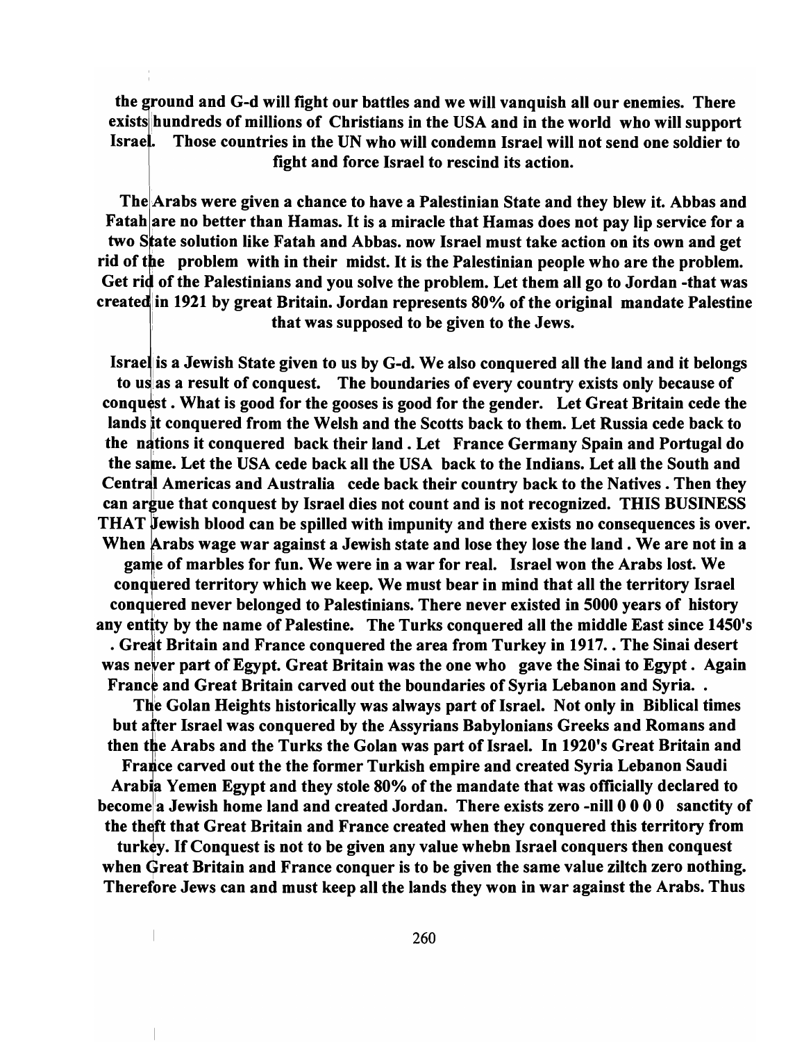**the ground and G-d will fight our battles and we will vanquish all our enemies. There exists hundreds of millions of Christians in the USA and in the world who will support Israel. Those countries in the UN who will condemn Israel will not send one soldier to fight and force Israel to rescind its action.**

**The Arabs were given a chance to have a Palestinian State and they blew it. Abbas and Fatah are no better than Hamas. It is a miracle that Hamas does not pay lip service for a two State solution like Fatah and Abbas. now Israel must take action on its own and get rid of the problem with in their midst. It is the Palestinian people who are the problem. Get rid of the Palestinians and you solve the problem. Let them all go to Jordan -that was created in 1921 by great Britain. Jordan represents 80% of the original mandate Palestine that was supposed to be given to the Jews.**

**Israel is a Jewish State given to us by G-d. We also conquered all the land and it belongs to us as a result of conquest. The boundaries of every country exists only because of conquest . What is good for the gooses is good for the gender. Let Great Britain cede the lands it conquered from the Welsh and the Scotts back to them. Let Russia cede back to the nations it conquered back their land . Let France Germany Spain and Portugal do the same. Let the USA cede back all the USA back to the Indians. Let all the South and Central Americas and Australia cede back their country back to the Natives . Then they can argue that conquest by Israel dies not count and is not recognized. THIS BUSINESS THAT Jewish blood can be spilled with impunity and there exists no consequences is over. When Arabs wage war against a Jewish state and lose they lose the land . We are not in a game of marbles for fun. We were in a war for real. Israel won the Arabs lost. We conquered territory which we keep. We must bear in mind that all the territory Israel conquered never belonged to Palestinians. There never existed in 5000 years of history any entity by the name of Palestine. The Turks conquered all the middle East since 1450's . Great Britain and France conquered the area from Turkey in 1917. . The Sinai desert was never part of Egypt. Great Britain was the one who gave the Sinai to Egypt . Again France and Great Britain carved out the boundaries of Syria Lebanon and Syria. .**

**The Golan Heights historically was always part of Israel. Not only in Biblical times but after Israel was conquered by the Assyrians Babylonians Greeks and Romans and then the Arabs and the Turks the Golan was part of Israel. In 1920's Great Britain and France carved out the the former Turkish empire and created Syria Lebanon Saudi Arabia Yemen Egypt and they stole 80% of the mandate that was officially declared to become a Jewish home land and created Jordan. There exists zero -nill 0 0 0 0 sanctity of the theft that Great Britain and France created when they conquered this territory from turkey. If Conquest is not to be given any value whebn Israel conquers then conquest when Great Britain and France conquer is to be given the same value ziltch zero nothing. Therefore Jews can and must keep all the lands they won in war against the Arabs. Thus**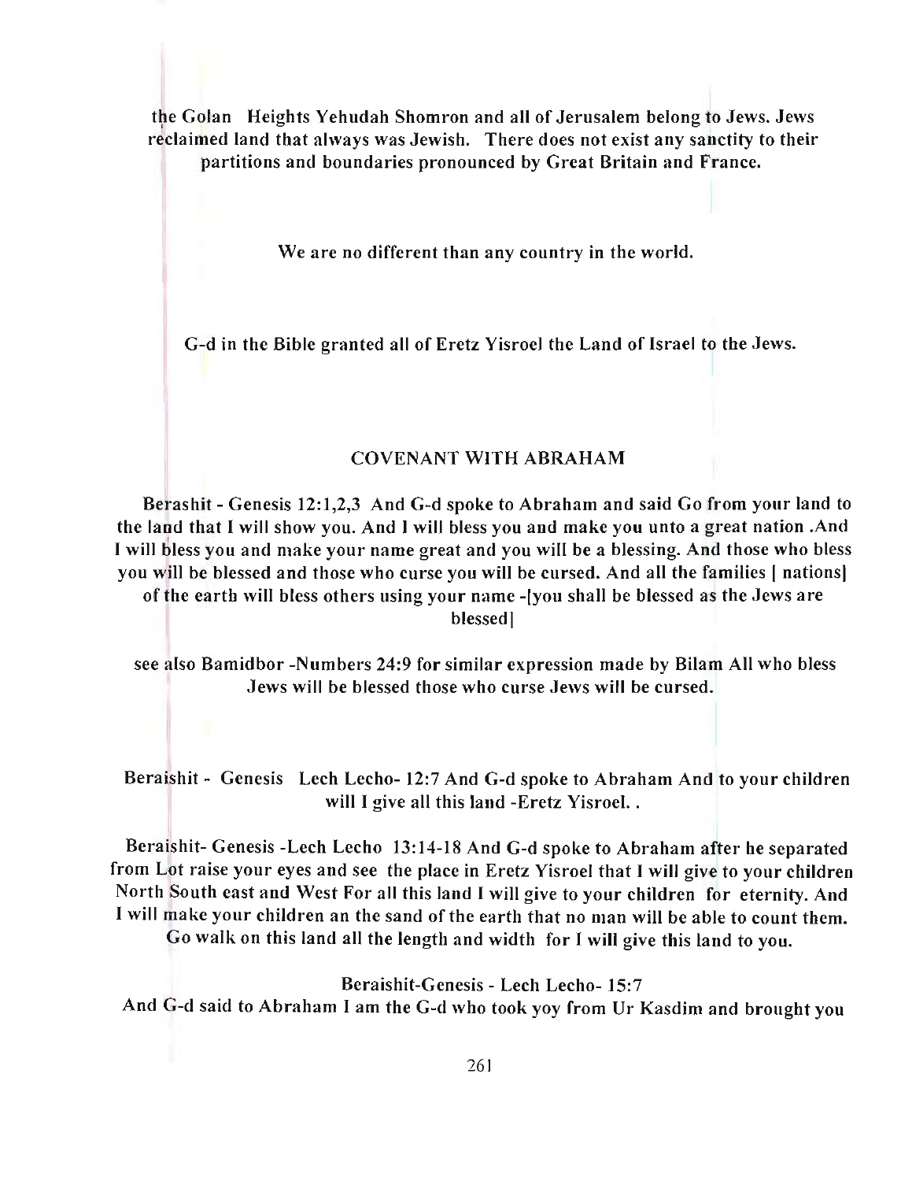the Golan Heights Yehudah Shomron and all of Jerusalem belong to Jews. Jews reclaimed land that always was Jewish. There does not exist any sanctity to their partitions and boundaries pronounced by Great Britain and France.

We are no different than any country in the world.

G-d in the Bible granted all of Eretz Yisroel the Land of Israel to the Jews.

## COVENANT WITH ABRAHAM

Berashit - Genesis 12:1,2,3 And G-d spoke to Abraham and said Go from your land to the land that I will show you. And I will bless you and make you unto a great nation .And I will bless you and make your name great and you will be a blessing. And those who bless you will be blessed and those who curse you will be cursed. And all the families [ nations] of the earth will bless others using your name -[you shall be blessed as the Jews are blessed]

see also Bamidbor -Numbers 24:9 for similar expression made by Bilam All who bless Jews will be blessed those who curse Jews will be cursed.

Beraishit - Genesis Lech Lecho- 12:7 And G-d spoke to Abraham And to your children will I give all this land -Eretz Yisroel. .

Beraishit- Genesis -Lech Lecho 13:14-18 And G-d spoke to Abraham after he separated from Lot raise your eyes and see the place in Eretz Yisroel that I will give to your children North South east and West For all this land I will give to your children for eternity. And I will make your children an the sand of the earth that no man will be able to count them. Go walk on this land all the length and width for I will give this land to you.

Beraishit-Genesis - Lech Lecho- 15:7

And G-d said to Abraham I am the G-d who took yoy from Ur Kasdim and brought you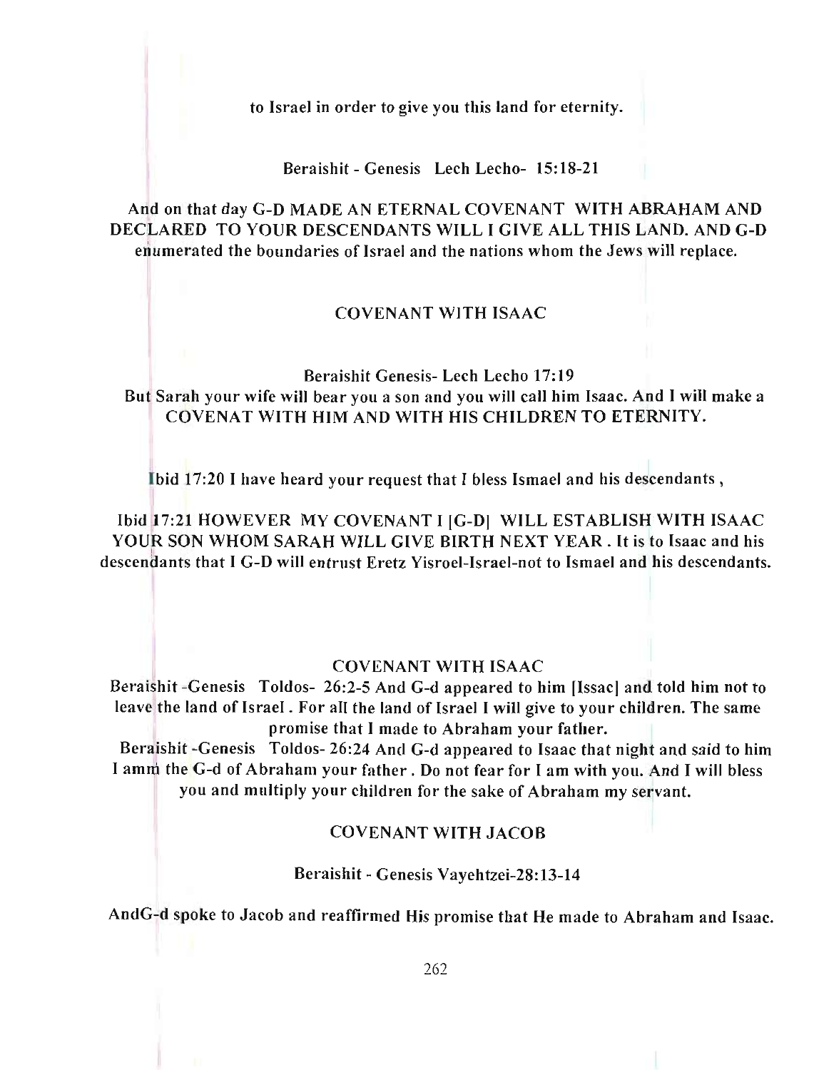to Israel in order to give you this land for eternity.

Beraishit - Genesis Lech Lecho- 15:18-21

And on that day G-D MADE AN ETERNAL COVENANT WITH ABRAHAM AND DECLARED TO YOUR DESCENDANTS WILL I GIVE ALL THIS LAND. AND G-D enumerated the boundaries of Israel and the nations whom the Jews will replace.

## COVENANT WITH ISAAC

Beraishit Genesis- Lech Lecho 17:19

But Sarah your wife will bear you a son and you will call him Isaac. And I will make a COVENAT WITH HIM AND WITH HIS CHILDREN TO ETERNITY.

Ibid 17:20 I have heard your request that I bless Ismael and his descendants ,

Ibid 17:21 HOWEVER MY COVENANT I [G-D] WILL ESTABLISH WITH ISAAC YOUR SON WHOM SARAH WILL GIVE BIRTH NEXT YEAR . It is to Isaac and his descendants that I G-D will entrust Eretz Yisroel-Israel-not to Ismael and his descendants.

## COVENANT WITH ISAAC

Beraishit -Genesis Toldos- 26:2-5 And G-d appeared to him [Issac] and told him not to leave the land of Israel . For all the land of Israel I will give to your children. The same promise that I made to Abraham your father.

Beraishit -Genesis Toldos- 26:24 And G-d appeared to Isaac that night and said to him I amm the G-d of Abraham your father . Do not fear for I am with you. And I will bless you and multiply your children for the sake of Abraham my servant.

## COVENANT WITH JACOB

Beraishit - Genesis Vayehtzei-28:13-14

AndG-d spoke to Jacob and reaffirmed His promise that He made to Abraham and Isaac.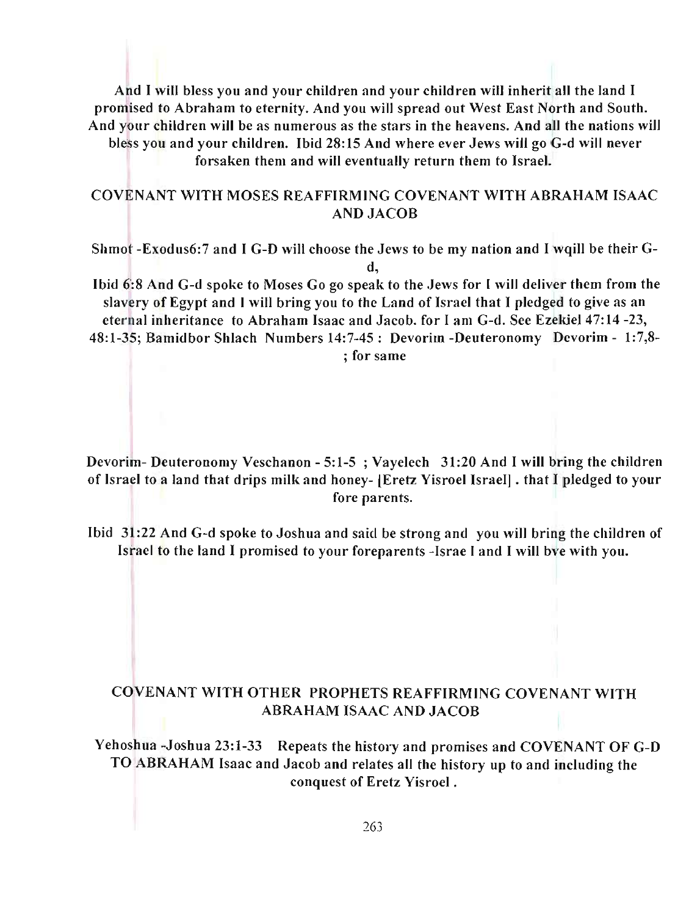**And I will bless you and your children and your children will inherit all the land I promised to Abraham to eternity. And you will spread out West East North and South. And your children will be as numerous as the stars in the heavens. And all the nations will bless you and your children. Ibid 28:15 And where ever Jews will go G-d will never forsaken them and will eventually return them to Israel.**

## COVENANT WITH MOSES REAFFIRMING COVENANT WITH ABRAHAM ISAAC AND JACOB

**Shmot -Exodus6:7 and I G-D will choose the Jews to be my nation and I wqill be their G-d,**

**Ibid 6:8 And G-d spoke to Moses Go go speak to the Jews for I will deliver them from the slavery of Egypt and I will bring you to the Land of Israel that I pledged to give as an eternal inheritance to Abraham Isaac and Jacob. for I am G-d. See Ezekiel 47:14 -23, 48:1-35; Bamidbor Shlach Numbers 14:7-45 : Devorim -Deuteronomy Devorim - 1:7,8- ; for same**

**Devorim- Deuteronomy Veschanon - 5:1-5 ; Vayelech 31:20 And I will bring the children of Israel to a land that drips milk and honey- [Eretz Yisroel Israel] . that I pledged to your fore parents.**

**Ibid 31:22 And G-d spoke to Joshua and said be strong and you will bring the children of Israel to the land I promised to your foreparents -Israe l and I will bve with you.**

## COVENANT WITH OTHER PROPHETS REAFFIRMING COVENANT WITH ABRAHAM ISAAC AND JACOB

**Yehoshua -Joshua 23:1-33 Repeats the history and promises and COVENANT OF G-D TO ABRAHAM Isaac and Jacob and relates all the history up to and including the conquest of Eretz Yisroel .**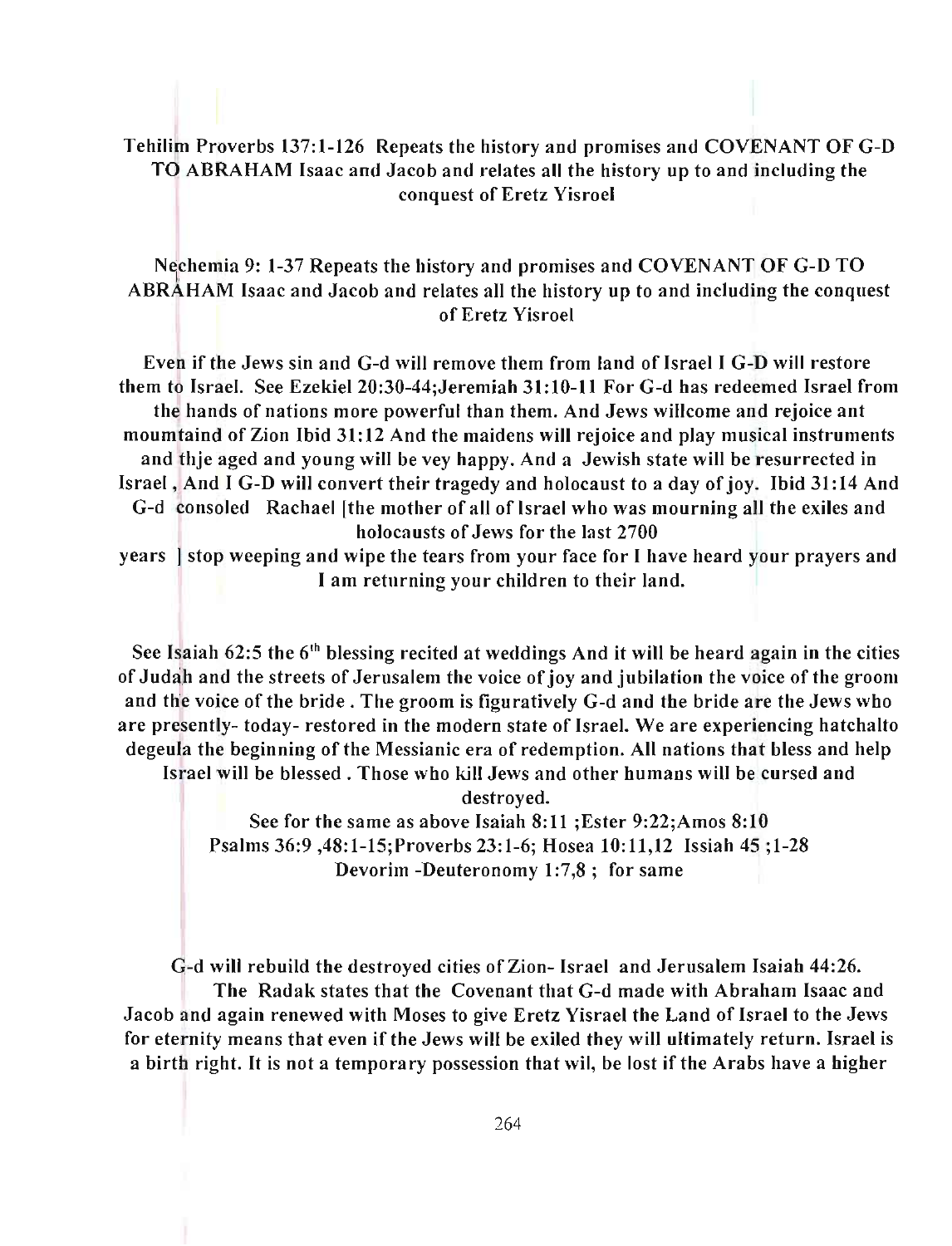**Tehilim Proverbs 137:1-126 Repeats the history and promises and COVENANT OF G-D TO ABRAHAM Isaac and Jacob and relates all the history up to and including the conquest of Eretz Yisroel**

**Nechemia 9: 1-37 Repeats the history and promises and COVENANT OF G-D TO ABRAHAM Isaac and Jacob and relates all the history up to and including the conquest of Eretz Yisroel**

**Even if the Jews sin and G-d will remove them from land of Israel I G-D will restore them to Israel. See Ezekiel 20:30-44;Jeremiah 31:10-11 For G-d has redeemed Israel from the hands of nations more powerful than them. And Jews willcome and rejoice ant moumtaind of Zion Ibid 31:12 And the maidens will rejoice and play musical instruments and thje aged and young will be vey happy. And a Jewish state will be resurrected in Israel , And I G-D will convert their tragedy and holocaust to a day of joy. Ibid 31:14 And G-d consoled Rachael [the mother of all of Israel who was mourning all the exiles and holocausts of Jews for the last 2700 years ] stop weeping and wipe the tears from your face for I have heard your prayers and I am returning your children to their land.**

**See Isaiah 62:5 the 6th blessing recited at weddings And it will be heard again in the cities of Judah and the streets of Jerusalem the voice of joy and jubilation the voice of the groom and the voice of the bride . The groom is figuratively G-d and the bride are the Jews who are presently- today- restored in the modern state of Israel. We are experiencing hatchalto degeula the beginning of the Messianic era of redemption. All nations that bless and help Israel will be blessed . Those who kill Jews and other humans will be cursed and destroyed.**

**See for the same as above Isaiah 8:11 ;Ester 9:22;Amos 8:10 Psalms 36:9 ,48:1-15;Proverbs 23:1-6; Hosea 10:11,12 Issiah 45 ;1-28 Devorim -Deuteronomy 1:7,8 ; for same**

**G-d will rebuild the destroyed cities of Zion- Israel and Jerusalem Isaiah 44:26. The Radak states that the Covenant that G-d made with Abraham Isaac and Jacob and again renewed with Moses to give Eretz Yisrael the Land of Israel to the Jews for eternity means that even if the Jews will be exiled they will ultimately return. Israel is a birth right. It is not a temporary possession that wil, be lost if the Arabs have a higher**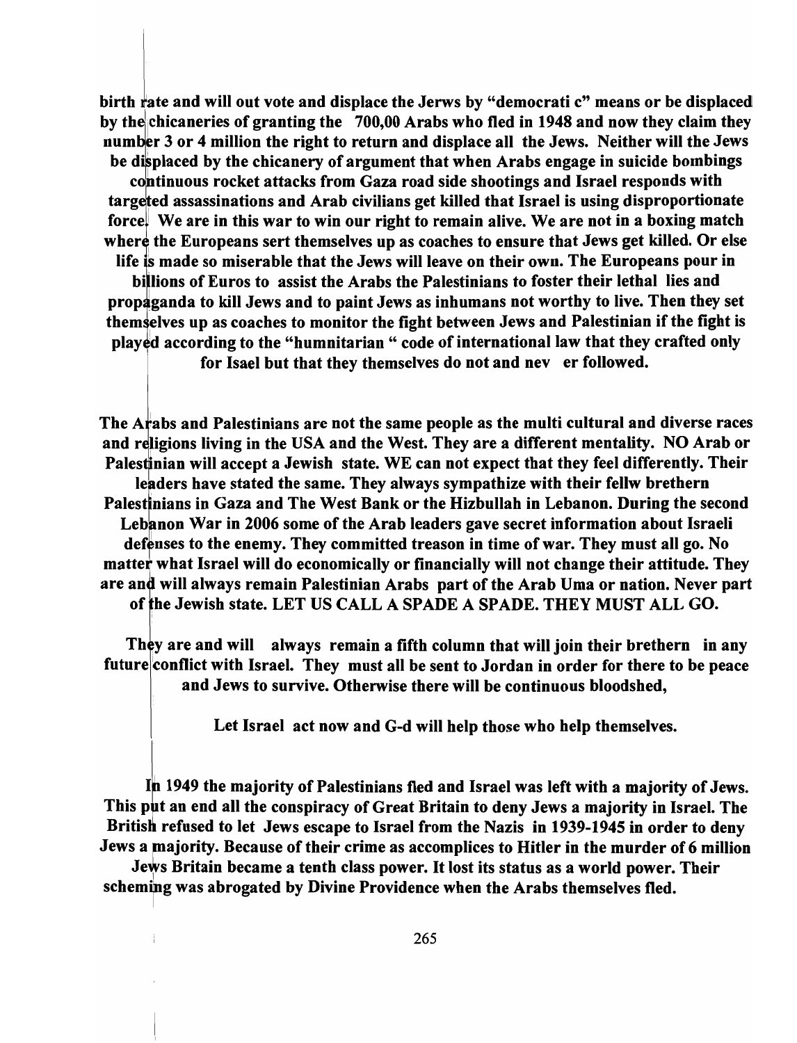**birth rate and will out vote and displace the Jerws by "democrati c" means or be displaced by the chicaneries of granting the 700,00 Arabs who fled in 1948 and now they claim they number 3 or 4 million the right to return and displace all the Jews. Neither will the Jews be displaced by the chicanery of argument that when Arabs engage in suicide bombings continuous rocket attacks from Gaza road side shootings and Israel responds with targeted assassinations and Arab civilians get killed that Israel is using disproportionate force. We are in this war to win our right to remain alive. We are not in a boxing match where the Europeans sert themselves up as coaches to ensure that Jews get killed. Or else life is made so miserable that the Jews will leave on their own. The Europeans pour in billions of Euros to assist the Arabs the Palestinians to foster their lethal lies and propaganda to kill Jews and to paint Jews as inhumans not worthy to live. Then they set themselves up as coaches to monitor the fight between Jews and Palestinian if the fight is played according to the "humnitarian " code of international law that they crafted only for Isael but that they themselves do not and nev er followed.**

**The Arabs and Palestinians are not the same people as the multi cultural and diverse races and religions living in the USA and the West. They are a different mentality. NO Arab or Palestinian will accept a Jewish state. WE can not expect that they feel differently. Their leaders have stated the same. They always sympathize with their fellw brethern Palestinians in Gaza and The West Bank or the Hizbullah in Lebanon. During the second Lebanon War in 2006 some of the Arab leaders gave secret information about Israeli defenses to the enemy. They committed treason in time of war. They must all go. No matter what Israel will do economically or financially will not change their attitude. They are and will always remain Palestinian Arabs part of the Arab Uma or nation. Never part of the Jewish state. LET US CALL A SPADE A SPADE. THEY MUST ALL GO.**

**They are and will always remain a fifth column that will join their brethern in any future conflict with Israel. They must all be sent to Jordan in order for there to be peace and Jews to survive. Otherwise there will be continuous bloodshed,**

**Let Israel act now and G-d will help those who help themselves.**

**In 1949 the majority of Palestinians fled and Israel was left with a majority of Jews. This put an end all the conspiracy of Great Britain to deny Jews a majority in Israel. The British refused to let Jews escape to Israel from the Nazis in 1939-1945 in order to deny Jews a majority. Because of their crime as accomplices to Hitler in the murder of 6 million Jews Britain became a tenth class power. It lost its status as a world power. Their scheming was abrogated by Divine Providence when the Arabs themselves fled.**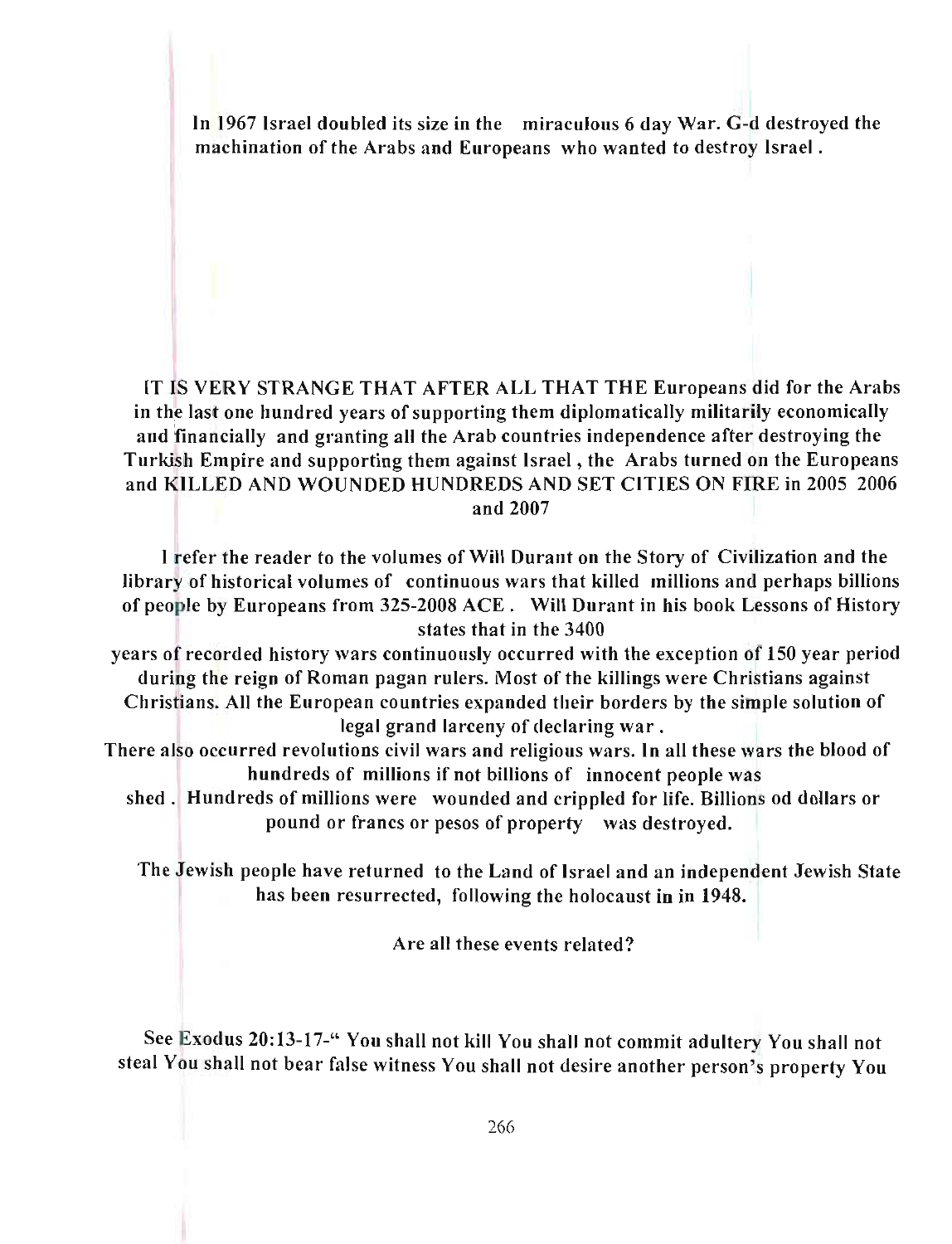In 1967 Israel doubled its size in the miraculous 6 day War. G-d destroyed the machination of the Arabs and Europeans who wanted to destroy Israel .

IT IS VERY STRANGE THAT AFTER ALL THAT THE Europeans did for the Arabs in the last one hundred years of supporting them diplomatically militarily economically and financially and granting all the Arab countries independence after destroying the Turkish Empire and supporting them against Israel , the Arabs turned on the Europeans and KILLED AND WOUNDED HUNDREDS AND SET CITIES ON FIRE in 2005 2006 and 2007

I refer the reader to the volumes of Will Durant on the Story of Civilization and the library of historical volumes of continuous wars that killed millions and perhaps billions of people by Europeans from 325-2008 ACE . Will Durant in his book Lessons of History states that in the 3400 years of recorded history wars continuously occurred with the exception of 150 year period during the reign of Roman pagan rulers. Most of the killings were Christians against Christians. All the European countries expanded their borders by the simple solution of legal grand larceny of declaring war .

There also occurred revolutions civil wars and religious wars. In all these wars the blood of hundreds of millions if not billions of innocent people was shed . Hundreds of millions were wounded and crippled for life. Billions od dollars or pound or francs or pesos of property was destroyed.

The Jewish people have returned to the Land of Israel and an independent Jewish State has been resurrected, following the holocaust in in 1948.

Are all these events related?

See Exodus 20:13-17-" You shall not kill You shall not commit adultery You shall not steal You shall not bear false witness You shall not desire another person's property You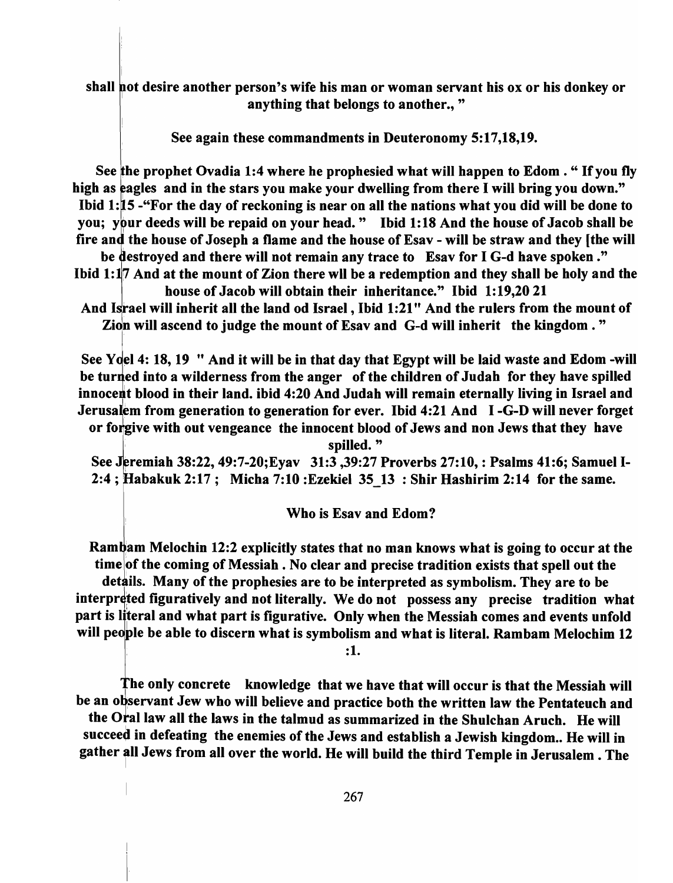**shall not desire another person's wife his man or woman servant his ox or his donkey or anything that belongs to another., "**

**See again these commandments in Deuteronomy 5:17,18,19.**

**See the prophet Ovadia 1:4 where he prophesied what will happen to Edom . " If you fly high as eagles and in the stars you make your dwelling from there I will bring you down." Ibid 1:15 -"For the day of reckoning is near on all the nations what you did will be done to you; your deeds will be repaid on your head. " Ibid 1:18 And the house of Jacob shall be fire and the house of Joseph a flame and the house of Esav - will be straw and they [the will be destroyed and there will not remain any trace to Esav for I G-d have spoken ." Ibid 1:17 And at the mount of Zion there wll be a redemption and they shall be holy and the house of Jacob will obtain their inheritance." Ibid 1:19,20 21 And Israel will inherit all the land od Israel , Ibid 1:21" And the rulers from the mount of Zion will ascend to judge the mount of Esav and G-d will inherit the kingdom . "**

**See Yoel 4: 18, 19 " And it will be in that day that Egypt will be laid waste and Edom -will be turned into a wilderness from the anger of the children of Judah for they have spilled innocent blood in their land. ibid 4:20 And Judah will remain eternally living in Israel and Jerusalem from generation to generation for ever. Ibid 4:21 And I -G-D will never forget or forgive with out vengeance the innocent blood of Jews and non Jews that they have spilled. "**
**See Jeremiah 38:22, 49:7-20;Eyav 31:3 ,39:27 Proverbs 27:10, : Psalms 41:6; Samuel I-2:4 ; Habakuk 2:17 ; Micha 7:10 :Ezekiel 35_13 : Shir Hashirim 2:14 for the same.**

## Who is Esav and Edom?

**Rambam Melochin 12:2 explicitly states that no man knows what is going to occur at the time of the coming of Messiah . No clear and precise tradition exists that spell out the details. Many of the prophesies are to be interpreted as symbolism. They are to be interpreted figuratively and not literally. We do not possess any precise tradition what part is literal and what part is figurative. Only when the Messiah comes and events unfold will people be able to discern what is symbolism and what is literal. Rambam Melochim 12 :1.**

**The only concrete knowledge that we have that will occur is that the Messiah will be an observant Jew who will believe and practice both the written law the Pentateuch and the Oral law all the laws in the talmud as summarized in the Shulchan Aruch. He will succeed in defeating the enemies of the Jews and establish a Jewish kingdom.. He will in gather all Jews from all over the world. He will build the third Temple in Jerusalem . The**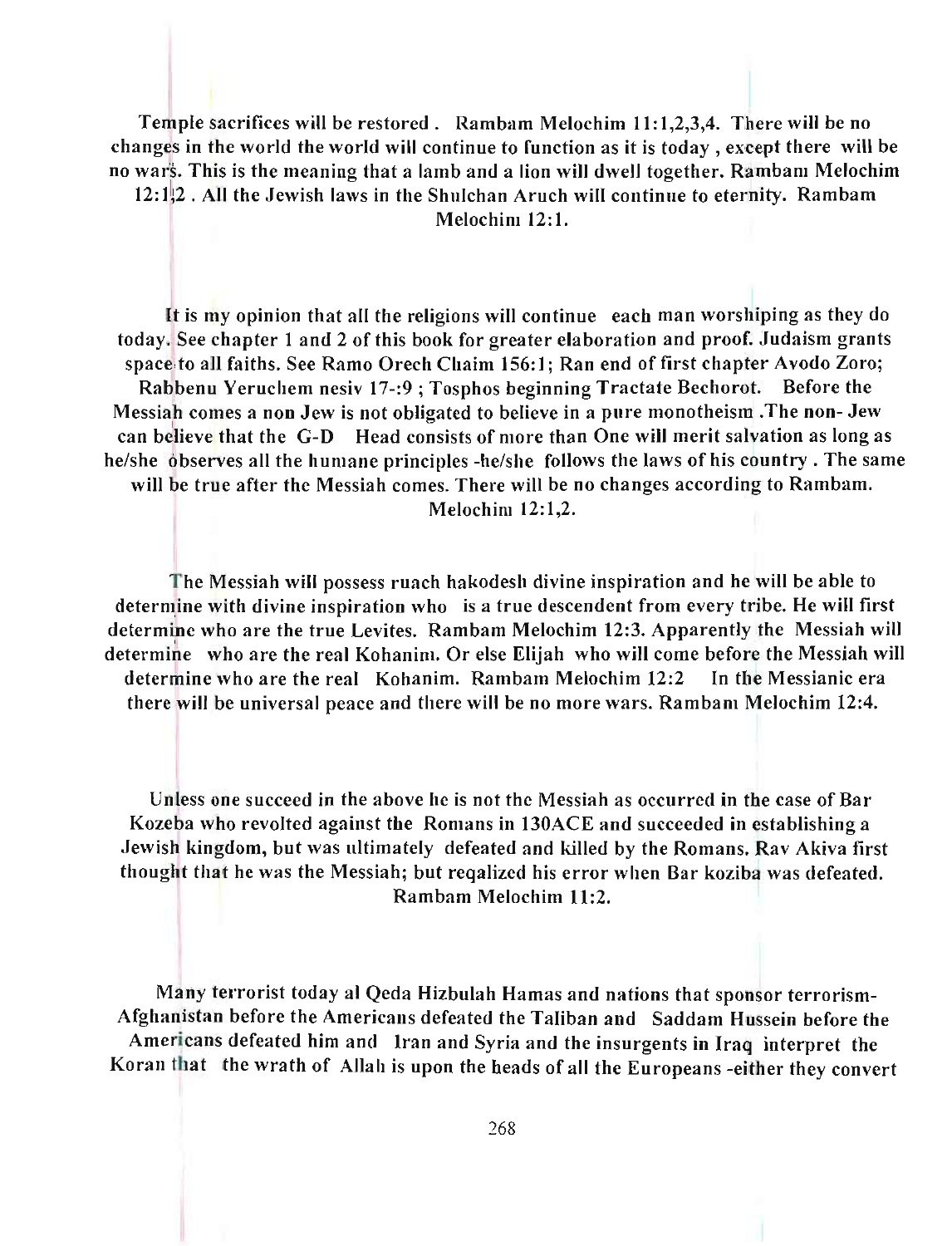Temple sacrifices will be restored . Rambam Melochim 11:1,2,3,4. There will be no changes in the world the world will continue to function as it is today , except there will be no wars. This is the meaning that a lamb and a lion will dwell together. Rambam Melochim 12:1;2 . All the Jewish laws in the Shulchan Aruch will continue to eternity. Rambam Melochim 12:1.

It is my opinion that all the religions will continue each man worshiping as they do today. See chapter 1 and 2 of this book for greater elaboration and proof. Judaism grants space to all faiths. See Ramo Orech Chaim 156:1; Ran end of first chapter Avodo Zoro; Rabbenu Yeruchem nesiv 17-:9 ; Tosphos beginning Tractate Bechorot. Before the Messiah comes a non Jew is not obligated to believe in a pure monotheism .The non- Jew can believe that the G-D Head consists of more than One will merit salvation as long as he/she observes all the humane principles -he/she follows the laws of his country . The same will be true after the Messiah comes. There will be no changes according to Rambam. Melochim 12:1,2.

The Messiah will possess ruach hakodesh divine inspiration and he will be able to determine with divine inspiration who is a true descendent from every tribe. He will first determine who are the true Levites. Rambam Melochim 12:3. Apparently the Messiah will determine who are the real Kohanim. Or else Elijah who will come before the Messiah will determine who are the real Kohanim. Rambam Melochim 12:2 In the Messianic era there will be universal peace and there will be no more wars. Rambam Melochim 12:4.

Unless one succeed in the above he is not the Messiah as occurred in the case of Bar Kozeba who revolted against the Romans in 130ACE and succeeded in establishing a Jewish kingdom, but was ultimately defeated and killed by the Romans. Rav Akiva first thought that he was the Messiah; but reqalized his error when Bar koziba was defeated. Rambam Melochim 11:2.

Many terrorist today al Qeda Hizbulah Hamas and nations that sponsor terrorism- Afghanistan before the Americans defeated the Taliban and Saddam Hussein before the Americans defeated him and Iran and Syria and the insurgents in Iraq interpret the Koran that the wrath of Allah is upon the heads of all the Europeans -either they convert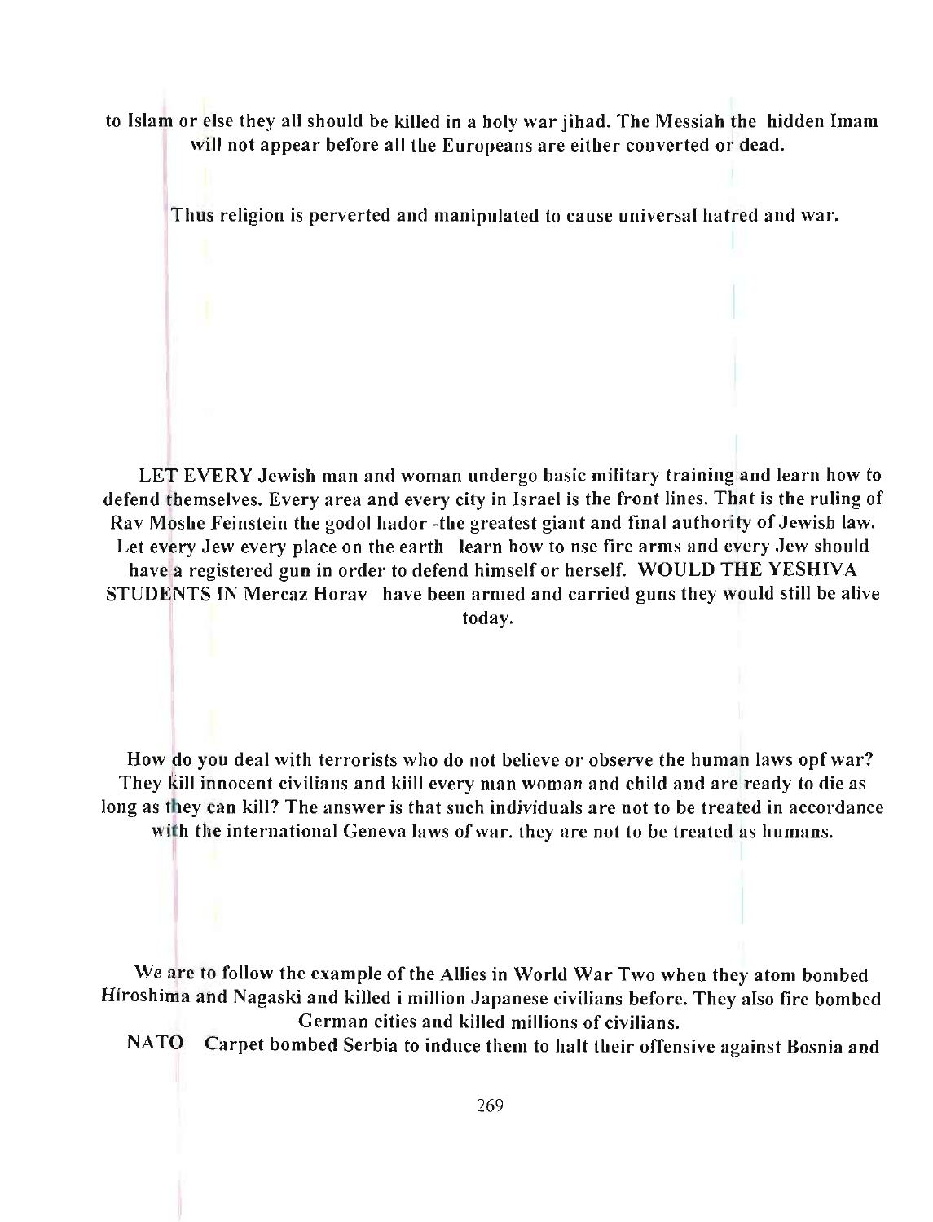to Islam or else they all should be killed in a holy war jihad. The Messiah the hidden Imam will not appear before all the Europeans are either converted or dead.

Thus religion is perverted and manipulated to cause universal hatred and war.

LET EVERY Jewish man and woman undergo basic military training and learn how to defend themselves. Every area and every city in Israel is the front lines. That is the ruling of Rav Moshe Feinstein the godol hador -the greatest giant and final authority of Jewish law. Let every Jew every place on the earth learn how to nse fire arms and every Jew should have a registered gun in order to defend himself or herself. WOULD THE YESHIVA STUDENTS IN Mercaz Horav have been armed and carried guns they would still be alive today.

How do you deal with terrorists who do not believe or observe the human laws opf war? They kill innocent civilians and kiill every man woman and child and are ready to die as long as they can kill? The answer is that such individuals are not to be treated in accordance with the international Geneva laws of war. they are not to be treated as humans.

We are to follow the example of the Allies in World War Two when they atom bombed Hiroshima and Nagaski and killed i million Japanese civilians before. They also fire bombed German cities and killed millions of civilians.

NATO Carpet bombed Serbia to induce them to halt their offensive against Bosnia and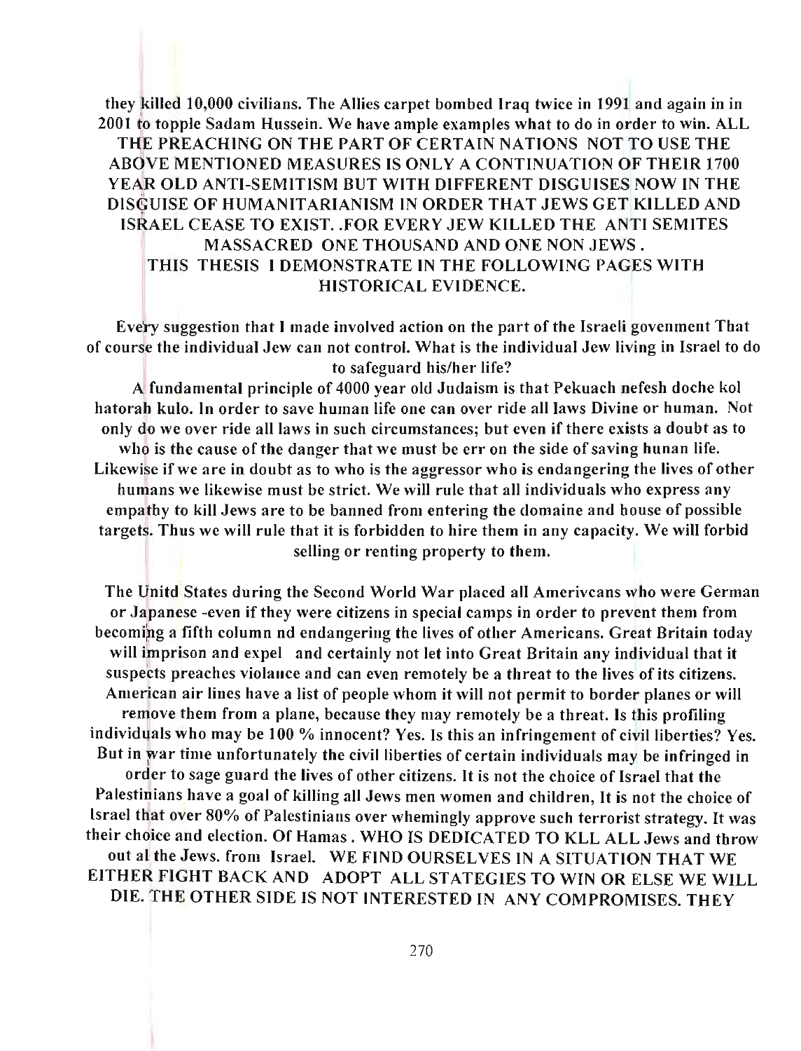they killed 10,000 civilians. The Allies carpet bombed Iraq twice in 1991 and again in in 2001 to topple Sadam Hussein. We have ample examples what to do in order to win. ALL THE PREACHING ON THE PART OF CERTAIN NATIONS NOT TO USE THE ABOVE MENTIONED MEASURES IS ONLY A CONTINUATION OF THEIR 1700 YEAR OLD ANTI-SEMITISM BUT WITH DIFFERENT DISGUISES NOW IN THE DISGUISE OF HUMANITARIANISM IN ORDER THAT JEWS GET KILLED AND ISRAEL CEASE TO EXIST. .FOR EVERY JEW KILLED THE ANTI SEMITES MASSACRED ONE THOUSAND AND ONE NON JEWS . THIS THESIS I DEMONSTRATE IN THE FOLLOWING PAGES WITH HISTORICAL EVIDENCE.

Every suggestion that I made involved action on the part of the Israeli govenment That of course the individual Jew can not control. What is the individual Jew living in Israel to do to safeguard his/her life?

A fundamental principle of 4000 year old Judaism is that Pekuach nefesh doche kol hatorah kulo. In order to save human life one can over ride all laws Divine or human. Not only do we over ride all laws in such circumstances; but even if there exists a doubt as to who is the cause of the danger that we must be err on the side of saving hunan life. Likewise if we are in doubt as to who is the aggressor who is endangering the lives of other humans we likewise must be strict. We will rule that all individuals who express any empathy to kill Jews are to be banned from entering the domaine and house of possible targets. Thus we will rule that it is forbidden to hire them in any capacity. We will forbid selling or renting property to them.

The Unitd States during the Second World War placed all Amerivcans who were German or Japanese -even if they were citizens in special camps in order to prevent them from becoming a fifth column nd endangering the lives of other Americans. Great Britain today will imprison and expel and certainly not let into Great Britain any individual that it suspects preaches violance and can even remotely be a threat to the lives of its citizens. American air lines have a list of people whom it will not permit to border planes or will remove them from a plane, because they may remotely be a threat. Is this profiling individuals who may be 100 % innocent? Yes. Is this an infringement of civil liberties? Yes. But in war time unfortunately the civil liberties of certain individuals may be infringed in order to sage guard the lives of other citizens. It is not the choice of Israel that the Palestinians have a goal of killing all Jews men women and children, It is not the choice of Israel that over 80% of Palestinians over whemingly approve such terrorist strategy. It was their choice and election. Of Hamas . WHO IS DEDICATED TO KLL ALL Jews and throw out al the Jews. from Israel. WE FIND OURSELVES IN A SITUATION THAT WE EITHER FIGHT BACK AND ADOPT ALL STATEGIES TO WIN OR ELSE WE WILL DIE. THE OTHER SIDE IS NOT INTERESTED IN ANY COMPROMISES. THEY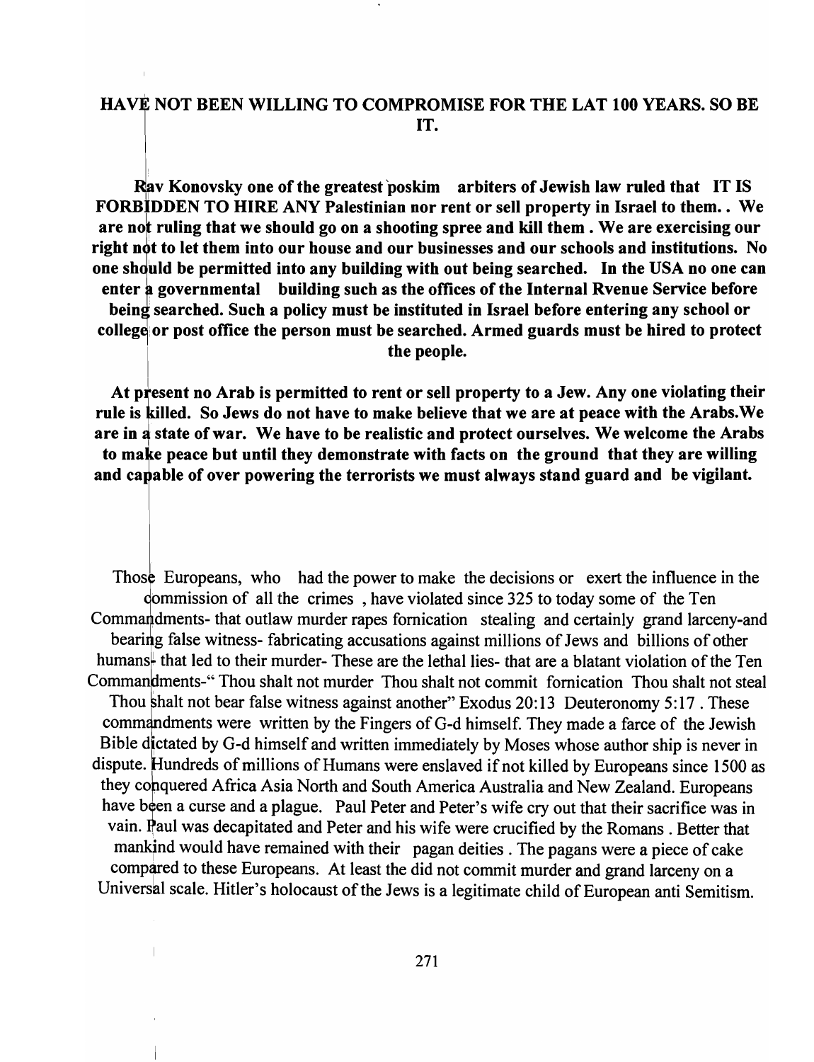**HAVE NOT BEEN WILLING TO COMPROMISE FOR THE LAT 100 YEARS. SO BE IT.**

**Rav Konovsky one of the greatest poskim arbiters of Jewish law ruled that IT IS FORBIDDEN TO HIRE ANY Palestinian nor rent or sell property in Israel to them.. We are not ruling that we should go on a shooting spree and kill them . We are exercising our right not to let them into our house and our businesses and our schools and institutions. No one should be permitted into any building with out being searched. In the USA no one can enter a governmental building such as the offices of the Internal Rvenue Service before being searched. Such a policy must be instituted in Israel before entering any school or college or post office the person must be searched. Armed guards must be hired to protect the people.**

**At present no Arab is permitted to rent or sell property to a Jew. Any one violating their rule is killed. So Jews do not have to make believe that we are at peace with the Arabs.We are in a state of war. We have to be realistic and protect ourselves. We welcome the Arabs to make peace but until they demonstrate with facts on the ground that they are willing and capable of over powering the terrorists we must always stand guard and be vigilant.**

Those Europeans, who had the power to make the decisions or exert the influence in the commission of all the crimes , have violated since 325 to today some of the Ten Commandments- that outlaw murder rapes fornication stealing and certainly grand larceny-and bearing false witness- fabricating accusations against millions of Jews and billions of other humans- that led to their murder- These are the lethal lies- that are a blatant violation of the Ten Commandments-" Thou shalt not murder Thou shalt not commit fornication Thou shalt not steal Thou shalt not bear false witness against another" Exodus 20:13 Deuteronomy 5:17 . These commandments were written by the Fingers of G-d himself. They made a farce of the Jewish Bible dictated by G-d himself and written immediately by Moses whose author ship is never in dispute. Hundreds of millions of Humans were enslaved if not killed by Europeans since 1500 as they conquered Africa Asia North and South America Australia and New Zealand. Europeans have been a curse and a plague. Paul Peter and Peter's wife cry out that their sacrifice was in vain. Paul was decapitated and Peter and his wife were crucified by the Romans . Better that mankind would have remained with their pagan deities . The pagans were a piece of cake compared to these Europeans. At least the did not commit murder and grand larceny on a Universal scale. Hitler's holocaust of the Jews is a legitimate child of European anti Semitism.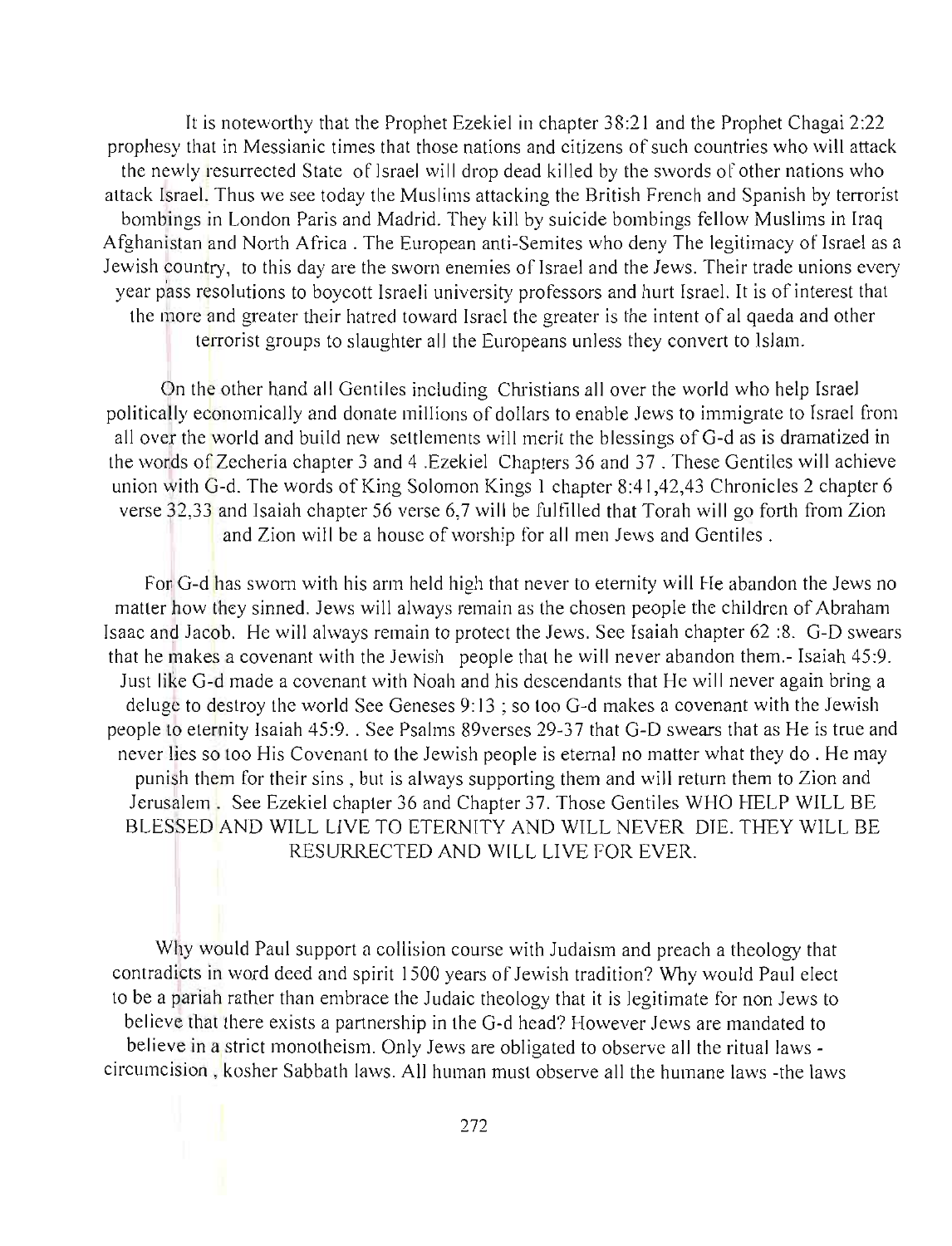It is noteworthy that the Prophet Ezekiel in chapter 38:21 and the Prophet Chagai 2:22 prophesy that in Messianic times that those nations and citizens of such countries who will attack the newly resurrected State of Israel will drop dead killed by the swords of other nations who attack Israel. Thus we see today the Muslims attacking the British French and Spanish by terrorist bombings in London Paris and Madrid. They kill by suicide bombings fellow Muslims in Iraq Afghanistan and North Africa . The European anti-Semites who deny The legitimacy of Israel as a Jewish country, to this day are the sworn enemies of Israel and the Jews. Their trade unions every year pass resolutions to boycott Israeli university professors and hurt Israel. It is of interest that the more and greater their hatred toward Israel the greater is the intent of al qaeda and other terrorist groups to slaughter all the Europeans unless they convert to Islam.

On the other hand all Gentiles including Christians all over the world who help Israel politically economically and donate millions of dollars to enable Jews to immigrate to Israel from all over the world and build new settlements will merit the blessings of G-d as is dramatized in the words of Zecheria chapter 3 and 4 .Ezekiel Chapters 36 and 37 . These Gentiles will achieve union with G-d. The words of King Solomon Kings 1 chapter 8:41,42,43 Chronicles 2 chapter 6 verse 32,33 and Isaiah chapter 56 verse 6,7 will be fulfilled that Torah will go forth from Zion and Zion will be a house of worship for all men Jews and Gentiles .

For G-d has sworn with his arm held high that never to eternity will He abandon the Jews no matter how they sinned. Jews will always remain as the chosen people the children of Abraham Isaac and Jacob. He will always remain to protect the Jews. See Isaiah chapter 62 :8. G-D swears that he makes a covenant with the Jewish people that he will never abandon them.- Isaiah 45:9. Just like G-d made a covenant with Noah and his descendants that He will never again bring a deluge to destroy the world See Geneses 9:13 ; so too G-d makes a covenant with the Jewish people to eternity Isaiah 45:9. . See Psalms 89verses 29-37 that G-D swears that as He is true and never lies so too His Covenant to the Jewish people is eternal no matter what they do . He may punish them for their sins , but is always supporting them and will return them to Zion and Jerusalem . See Ezekiel chapter 36 and Chapter 37. Those Gentiles WHO HELP WILL BE BLESSED AND WILL LIVE TO ETERNITY AND WILL NEVER DIE. THEY WILL BE RESURRECTED AND WILL LIVE FOR EVER.

Why would Paul support a collision course with Judaism and preach a theology that contradicts in word deed and spirit 1500 years of Jewish tradition? Why would Paul elect to be a pariah rather than embrace the Judaic theology that it is legitimate for non Jews to believe that there exists a partnership in the G-d head? However Jews are mandated to believe in a strict monotheism. Only Jews are obligated to observe all the ritual laws - circumcision , kosher Sabbath laws. All human must observe all the humane laws -the laws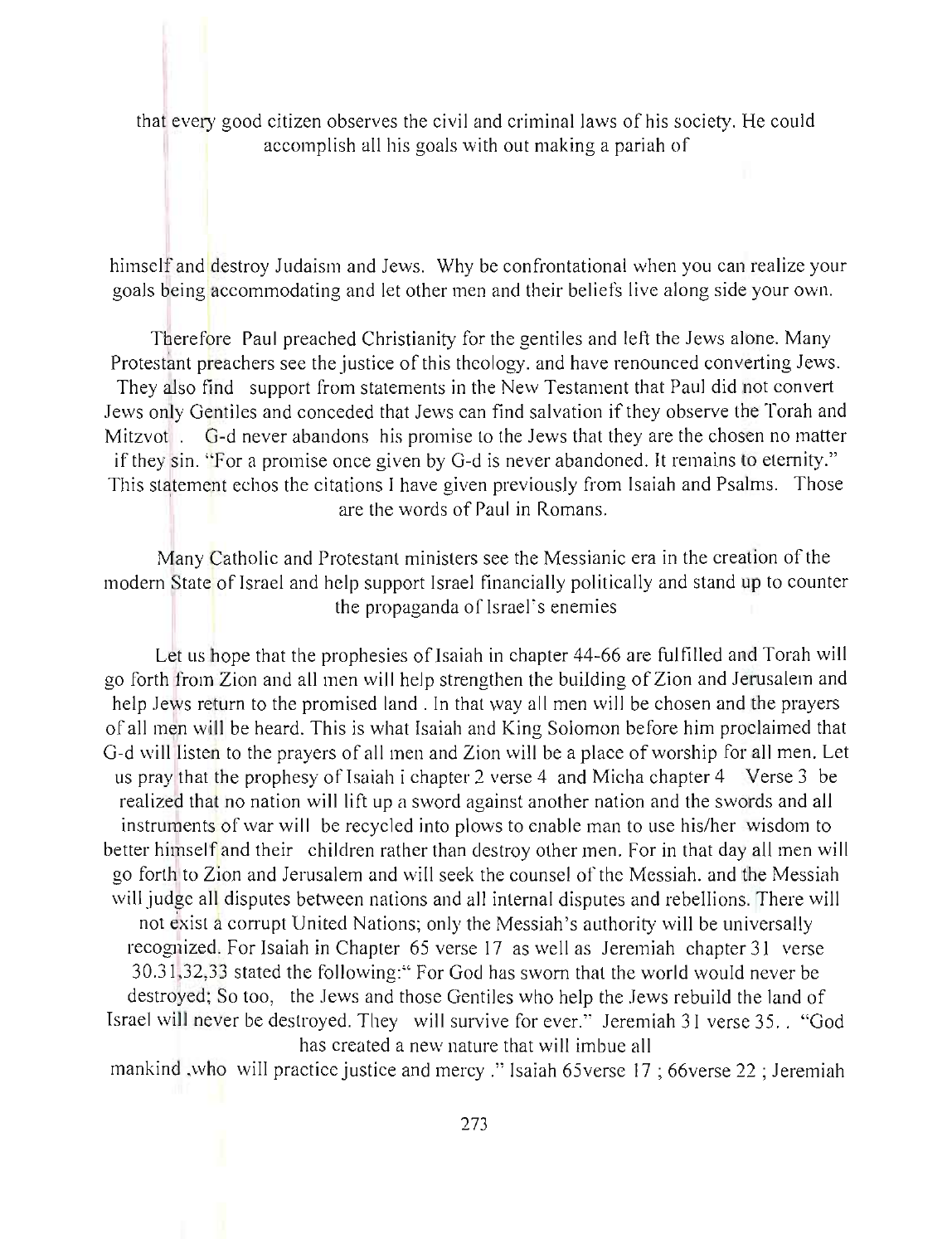that every good citizen observes the civil and criminal laws of his society. He could accomplish all his goals with out making a pariah of

himself and destroy Judaism and Jews. Why be confrontational when you can realize your goals being accommodating and let other men and their beliefs live along side your own.

Therefore Paul preached Christianity for the gentiles and left the Jews alone. Many Protestant preachers see the justice of this theology. and have renounced converting Jews. They also find support from statements in the New Testament that Paul did not convert Jews only Gentiles and conceded that Jews can find salvation if they observe the Torah and Mitzvot . G-d never abandons his promise to the Jews that they are the chosen no matter if they sin. "For a promise once given by G-d is never abandoned. It remains to eternity." This statement echos the citations I have given previously from Isaiah and Psalms. Those are the words of Paul in Romans.

Many Catholic and Protestant ministers see the Messianic era in the creation of the modern State of Israel and help support Israel financially politically and stand up to counter the propaganda of Israel's enemies

Let us hope that the prophesies of Isaiah in chapter 44-66 are fulfilled and Torah will go forth from Zion and all men will help strengthen the building of Zion and Jerusalem and help Jews return to the promised land . In that way all men will be chosen and the prayers of all men will be heard. This is what Isaiah and King Solomon before him proclaimed that G-d will listen to the prayers of all men and Zion will be a place of worship for all men. Let us pray that the prophesy of Isaiah i chapter 2 verse 4 and Micha chapter 4 Verse 3 be realized that no nation will lift up a sword against another nation and the swords and all instruments of war will be recycled into plows to enable man to use his/her wisdom to better himself and their children rather than destroy other men. For in that day all men will go forth to Zion and Jerusalem and will seek the counsel of the Messiah. and the Messiah will judge all disputes between nations and all internal disputes and rebellions. There will not exist a corrupt United Nations; only the Messiah's authority will be universally recognized. For Isaiah in Chapter 65 verse 17 as well as Jeremiah chapter 31 verse 30.31,32,33 stated the following:" For God has sworn that the world would never be destroyed; So too, the Jews and those Gentiles who help the Jews rebuild the land of Israel will never be destroyed. They will survive for ever." Jeremiah 31 verse 35. . "God has created a new nature that will imbue all mankind ,who will practice justice and mercy ." Isaiah 65verse 17 ; 66verse 22 ; Jeremiah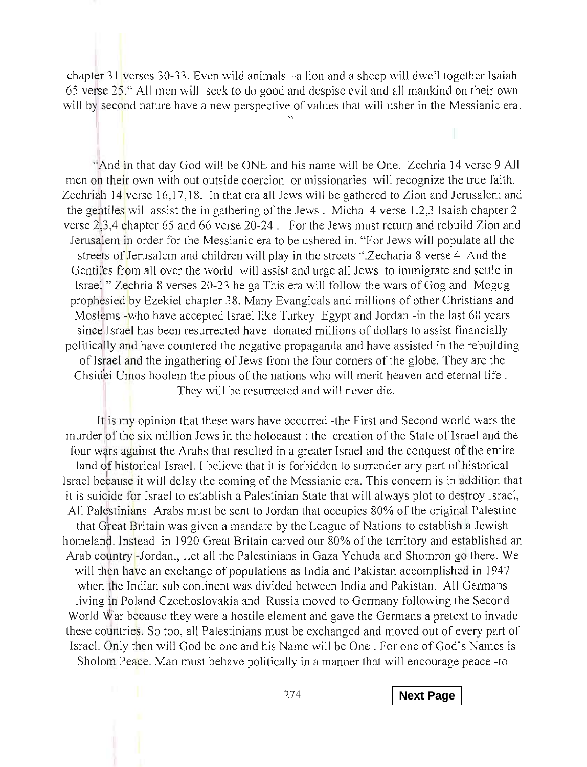chapter 31 verses 30-33. Even wild animals -a lion and a sheep will dwell together Isaiah 65 verse 25." All men will seek to do good and despise evil and all mankind on their own will by second nature have a new perspective of values that will usher in the Messianic era. "

"And in that day God will be ONE and his name will be One. Zechria 14 verse 9 All men on their own with out outside coercion or missionaries will recognize the true faith. Zechriah 14 verse 16,17,18. In that era all Jews will be gathered to Zion and Jerusalem and the gentiles will assist the in gathering of the Jews . Micha 4 verse 1,2,3 Isaiah chapter 2 verse 2,3,4 chapter 65 and 66 verse 20-24 . For the Jews must return and rebuild Zion and Jerusalem in order for the Messianic era to be ushered in. "For Jews will populate all the streets of Jerusalem and children will play in the streets ".Zecharia 8 verse 4 And the Gentiles from all over the world will assist and urge all Jews to immigrate and settle in Israel " Zechria 8 verses 20-23 he ga This era will follow the wars of Gog and Mogug prophesied by Ezekiel chapter 38. Many Evangicals and millions of other Christians and Moslems -who have accepted Israel like Turkey Egypt and Jordan -in the last 60 years since Israel has been resurrected have donated millions of dollars to assist financially politically and have countered the negative propaganda and have assisted in the rebuilding of Israel and the ingathering of Jews from the four corners of the globe. They are the Chsidei Umos hoolem the pious of the nations who will merit heaven and eternal life . They will be resurrected and will never die.

It is my opinion that these wars have occurred -the First and Second world wars the murder of the six million Jews in the holocaust ; the creation of the State of Israel and the four wars against the Arabs that resulted in a greater Israel and the conquest of the entire land of historical Israel. I believe that it is forbidden to surrender any part of historical Israel because it will delay the coming of the Messianic era. This concern is in addition that it is suicide for Israel to establish a Palestinian State that will always plot to destroy Israel, All Palestinians Arabs must be sent to Jordan that occupies 80% of the original Palestine that Great Britain was given a mandate by the League of Nations to establish a Jewish homeland. Instead in 1920 Great Britain carved our 80% of the territory and established an Arab country -Jordan., Let all the Palestinians in Gaza Yehuda and Shomron go there. We will then have an exchange of populations as India and Pakistan accomplished in 1947 when the Indian sub continent was divided between India and Pakistan. All Germans living in Poland Czechoslovakia and Russia moved to Germany following the Second World War because they were a hostile element and gave the Germans a pretext to invade these countries. So too, all Palestinians must be exchanged and moved out of every part of Israel. Only then will God be one and his Name will be One . For one of God's Names is Sholom Peace. Man must behave politically in a manner that will encourage peace -to

**Next Page**